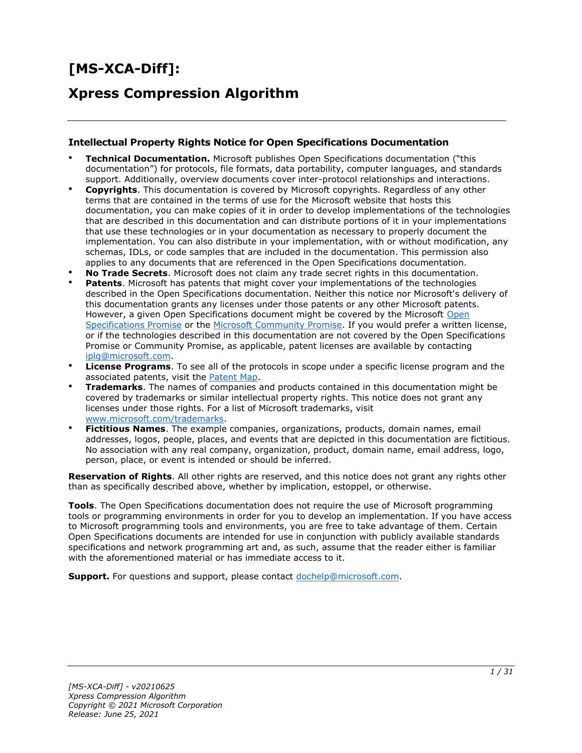# [MS-XCA-Diff]:

# Xpress Compression Algorithm

### Intellectual Property Rights Notice for Open Specifications Documentation

- **Technical Documentation.** Microsoft publishes Open Specifications documentation ("this documentation") for protocols, file formats, data portability, computer languages, and standards support. Additionally, overview documents cover inter-protocol relationships and interactions.
- **Copyrights**. This documentation is covered by Microsoft copyrights. Regardless of any other terms that are contained in the terms of use for the Microsoft website that hosts this documentation, you can make copies of it in order to develop implementations of the technologies that are described in this documentation and can distribute portions of it in your implementations that use these technologies or in your documentation as necessary to properly document the implementation. You can also distribute in your implementation, with or without modification, any schemas, IDLs, or code samples that are included in the documentation. This permission also applies to any documents that are referenced in the Open Specifications documentation.
- **No Trade Secrets**. Microsoft does not claim any trade secret rights in this documentation.
- **Patents**. Microsoft has patents that might cover your implementations of the technologies described in the Open Specifications documentation. Neither this notice nor Microsoft's delivery of this documentation grants any licenses under those patents or any other Microsoft patents. However, a given Open Specifications document might be covered by the Microsoft [Open Specifications Promise] or the [Microsoft Community Promise]. If you would prefer a written license, or if the technologies described in this documentation are not covered by the Open Specifications Promise or Community Promise, as applicable, patent licenses are available by contacting iplg@microsoft.com.
- **License Programs**. To see all of the protocols in scope under a specific license program and the associated patents, visit the [Patent Map].
- **Trademarks**. The names of companies and products contained in this documentation might be covered by trademarks or similar intellectual property rights. This notice does not grant any licenses under those rights. For a list of Microsoft trademarks, visit www.microsoft.com/trademarks.
- **Fictitious Names**. The example companies, organizations, products, domain names, email addresses, logos, people, places, and events that are depicted in this documentation are fictitious. No association with any real company, organization, product, domain name, email address, logo, person, place, or event is intended or should be inferred.

**Reservation of Rights**. All other rights are reserved, and this notice does not grant any rights other than as specifically described above, whether by implication, estoppel, or otherwise.

**Tools**. The Open Specifications documentation does not require the use of Microsoft programming tools or programming environments in order for you to develop an implementation. If you have access to Microsoft programming tools and environments, you are free to take advantage of them. Certain Open Specifications documents are intended for use in conjunction with publicly available standards specifications and network programming art and, as such, assume that the reader either is familiar with the aforementioned material or has immediate access to it.

**Support.** For questions and support, please contact dochelp@microsoft.com.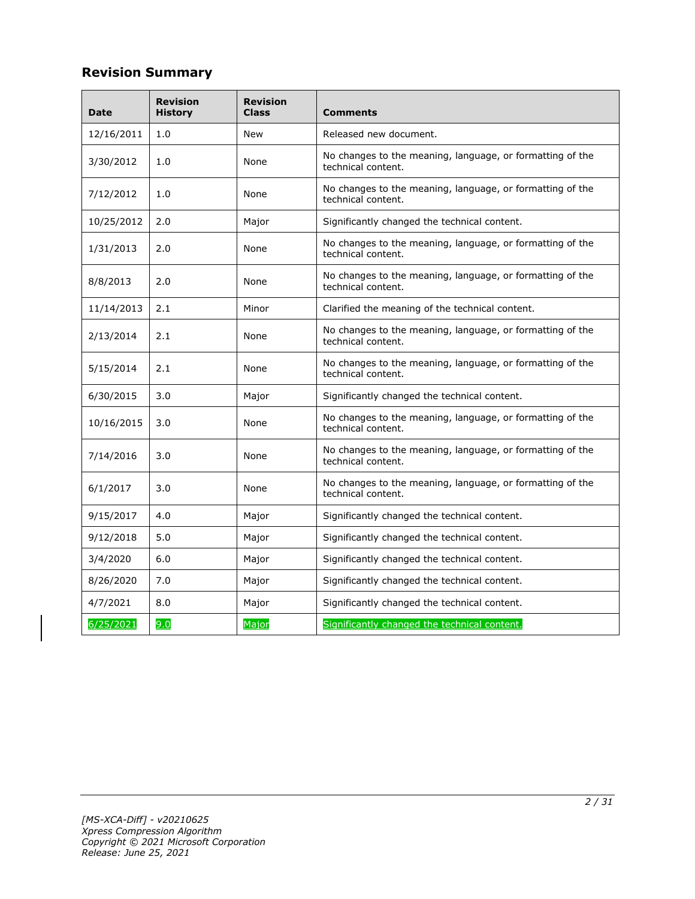## Revision Summary

| Date | Revision History | Revision Class | Comments |
|---|---|---|---|
| 12/16/2011 | 1.0 | New | Released new document. |
| 3/30/2012 | 1.0 | None | No changes to the meaning, language, or formatting of the technical content. |
| 7/12/2012 | 1.0 | None | No changes to the meaning, language, or formatting of the technical content. |
| 10/25/2012 | 2.0 | Major | Significantly changed the technical content. |
| 1/31/2013 | 2.0 | None | No changes to the meaning, language, or formatting of the technical content. |
| 8/8/2013 | 2.0 | None | No changes to the meaning, language, or formatting of the technical content. |
| 11/14/2013 | 2.1 | Minor | Clarified the meaning of the technical content. |
| 2/13/2014 | 2.1 | None | No changes to the meaning, language, or formatting of the technical content. |
| 5/15/2014 | 2.1 | None | No changes to the meaning, language, or formatting of the technical content. |
| 6/30/2015 | 3.0 | Major | Significantly changed the technical content. |
| 10/16/2015 | 3.0 | None | No changes to the meaning, language, or formatting of the technical content. |
| 7/14/2016 | 3.0 | None | No changes to the meaning, language, or formatting of the technical content. |
| 6/1/2017 | 3.0 | None | No changes to the meaning, language, or formatting of the technical content. |
| 9/15/2017 | 4.0 | Major | Significantly changed the technical content. |
| 9/12/2018 | 5.0 | Major | Significantly changed the technical content. |
| 3/4/2020 | 6.0 | Major | Significantly changed the technical content. |
| 8/26/2020 | 7.0 | Major | Significantly changed the technical content. |
| 4/7/2021 | 8.0 | Major | Significantly changed the technical content. |
| 6/25/2021 | 9.0 | Major | Significantly changed the technical content. |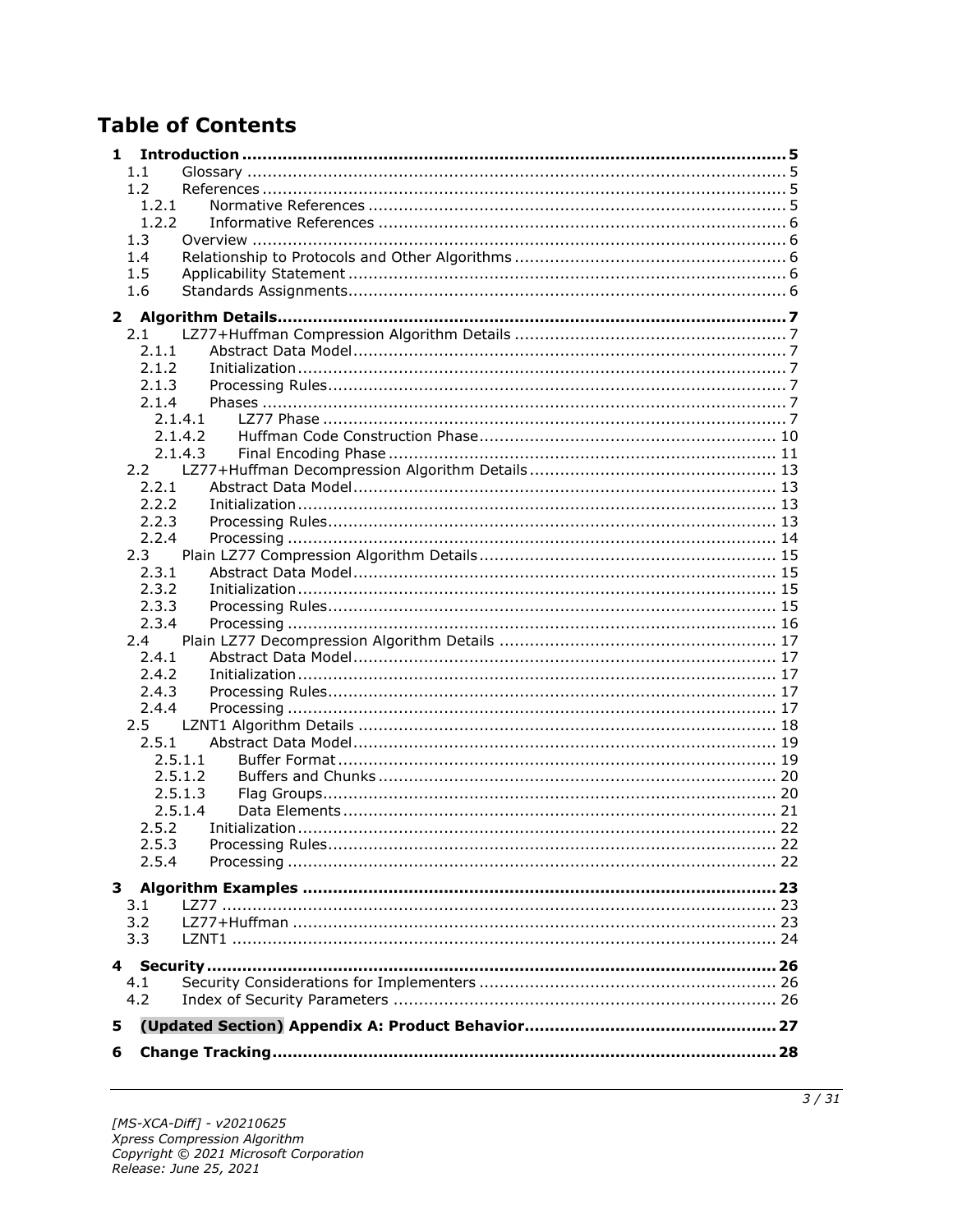# Table of Contents

**1 Introduction** ........ 5
- 1.1 Glossary ........ 5
- 1.2 References ........ 5
  - 1.2.1 Normative References ........ 5
  - 1.2.2 Informative References ........ 6
- 1.3 Overview ........ 6
- 1.4 Relationship to Protocols and Other Algorithms ........ 6
- 1.5 Applicability Statement ........ 6
- 1.6 Standards Assignments ........ 6

**2 Algorithm Details** ........ 7
- 2.1 LZ77+Huffman Compression Algorithm Details ........ 7
  - 2.1.1 Abstract Data Model ........ 7
  - 2.1.2 Initialization ........ 7
  - 2.1.3 Processing Rules ........ 7
  - 2.1.4 Phases ........ 7
    - 2.1.4.1 LZ77 Phase ........ 7
    - 2.1.4.2 Huffman Code Construction Phase ........ 10
    - 2.1.4.3 Final Encoding Phase ........ 11
- 2.2 LZ77+Huffman Decompression Algorithm Details ........ 13
  - 2.2.1 Abstract Data Model ........ 13
  - 2.2.2 Initialization ........ 13
  - 2.2.3 Processing Rules ........ 13
  - 2.2.4 Processing ........ 14
- 2.3 Plain LZ77 Compression Algorithm Details ........ 15
  - 2.3.1 Abstract Data Model ........ 15
  - 2.3.2 Initialization ........ 15
  - 2.3.3 Processing Rules ........ 15
  - 2.3.4 Processing ........ 16
- 2.4 Plain LZ77 Decompression Algorithm Details ........ 17
  - 2.4.1 Abstract Data Model ........ 17
  - 2.4.2 Initialization ........ 17
  - 2.4.3 Processing Rules ........ 17
  - 2.4.4 Processing ........ 17
- 2.5 LZNT1 Algorithm Details ........ 18
  - 2.5.1 Abstract Data Model ........ 19
    - 2.5.1.1 Buffer Format ........ 19
    - 2.5.1.2 Buffers and Chunks ........ 20
    - 2.5.1.3 Flag Groups ........ 20
    - 2.5.1.4 Data Elements ........ 21
  - 2.5.2 Initialization ........ 22
  - 2.5.3 Processing Rules ........ 22
  - 2.5.4 Processing ........ 22

**3 Algorithm Examples** ........ 23
- 3.1 LZ77 ........ 23
- 3.2 LZ77+Huffman ........ 23
- 3.3 LZNT1 ........ 24

**4 Security** ........ 26
- 4.1 Security Considerations for Implementers ........ 26
- 4.2 Index of Security Parameters ........ 26

**5 (Updated Section) Appendix A: Product Behavior** ........ 27

**6 Change Tracking** ........ 28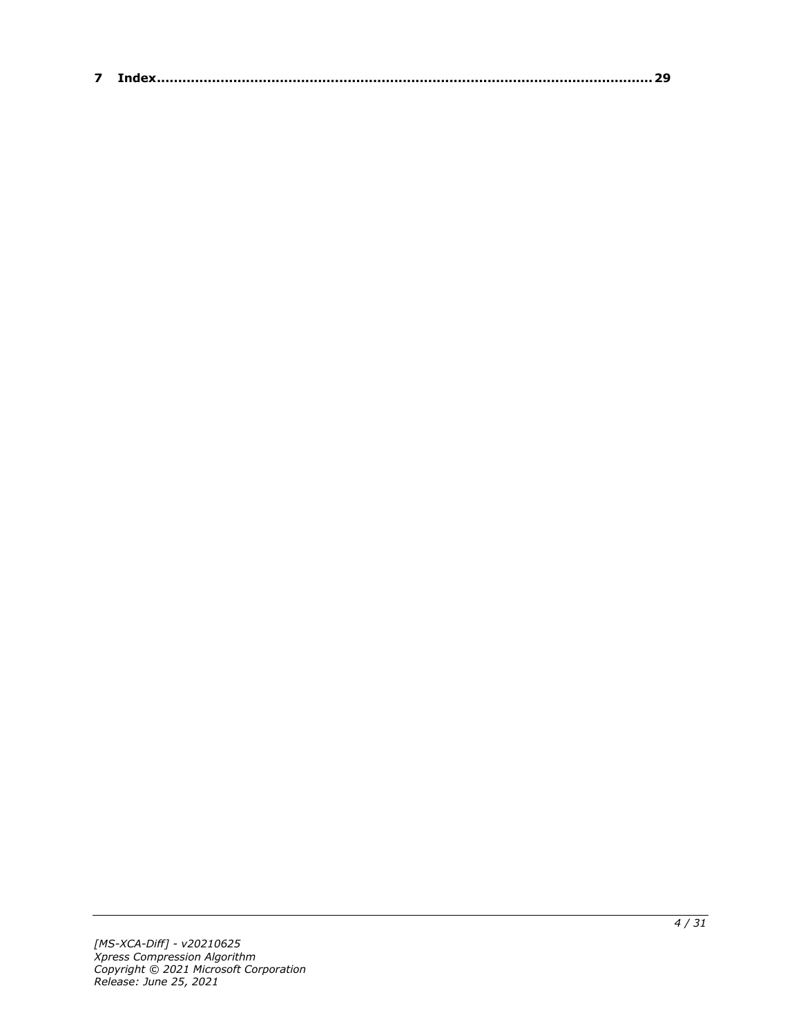**7 Index................................................................................................................ 29**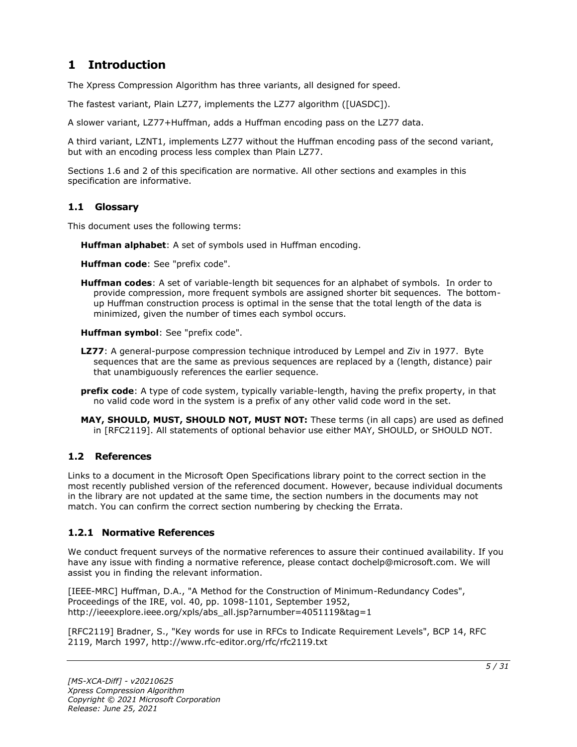# 1 Introduction

The Xpress Compression Algorithm has three variants, all designed for speed.

The fastest variant, Plain LZ77, implements the LZ77 algorithm ([UASDC]).

A slower variant, LZ77+Huffman, adds a Huffman encoding pass on the LZ77 data.

A third variant, LZNT1, implements LZ77 without the Huffman encoding pass of the second variant, but with an encoding process less complex than Plain LZ77.

Sections 1.6 and 2 of this specification are normative. All other sections and examples in this specification are informative.

## 1.1 Glossary

This document uses the following terms:

**Huffman alphabet**: A set of symbols used in Huffman encoding.

**Huffman code**: See "prefix code".

**Huffman codes**: A set of variable-length bit sequences for an alphabet of symbols. In order to provide compression, more frequent symbols are assigned shorter bit sequences. The bottom-up Huffman construction process is optimal in the sense that the total length of the data is minimized, given the number of times each symbol occurs.

**Huffman symbol**: See "prefix code".

**LZ77**: A general-purpose compression technique introduced by Lempel and Ziv in 1977. Byte sequences that are the same as previous sequences are replaced by a (length, distance) pair that unambiguously references the earlier sequence.

**prefix code**: A type of code system, typically variable-length, having the prefix property, in that no valid code word in the system is a prefix of any other valid code word in the set.

**MAY, SHOULD, MUST, SHOULD NOT, MUST NOT:** These terms (in all caps) are used as defined in [RFC2119]. All statements of optional behavior use either MAY, SHOULD, or SHOULD NOT.

## 1.2 References

Links to a document in the Microsoft Open Specifications library point to the correct section in the most recently published version of the referenced document. However, because individual documents in the library are not updated at the same time, the section numbers in the documents may not match. You can confirm the correct section numbering by checking the Errata.

### 1.2.1 Normative References

We conduct frequent surveys of the normative references to assure their continued availability. If you have any issue with finding a normative reference, please contact dochelp@microsoft.com. We will assist you in finding the relevant information.

[IEEE-MRC] Huffman, D.A., "A Method for the Construction of Minimum-Redundancy Codes", Proceedings of the IRE, vol. 40, pp. 1098-1101, September 1952, http://ieeexplore.ieee.org/xpls/abs_all.jsp?arnumber=4051119&tag=1

[RFC2119] Bradner, S., "Key words for use in RFCs to Indicate Requirement Levels", BCP 14, RFC 2119, March 1997, http://www.rfc-editor.org/rfc/rfc2119.txt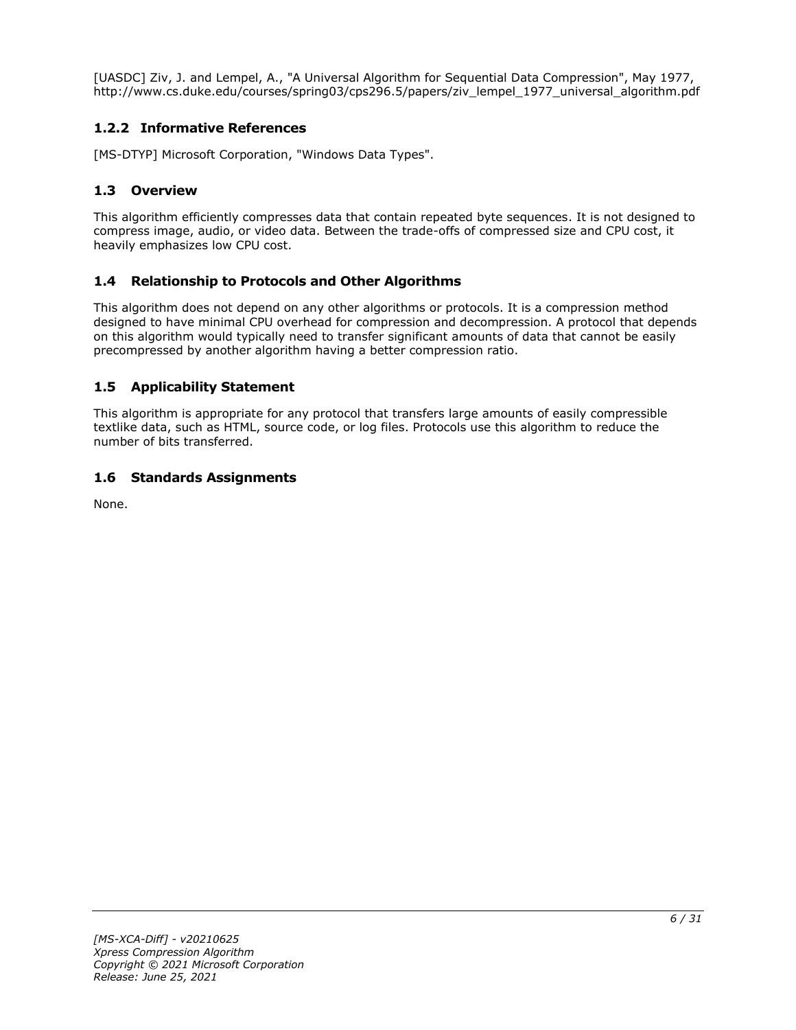[UASDC] Ziv, J. and Lempel, A., "A Universal Algorithm for Sequential Data Compression", May 1977, http://www.cs.duke.edu/courses/spring03/cps296.5/papers/ziv_lempel_1977_universal_algorithm.pdf

### 1.2.2 Informative References

[MS-DTYP] Microsoft Corporation, "Windows Data Types".

## 1.3 Overview

This algorithm efficiently compresses data that contain repeated byte sequences. It is not designed to compress image, audio, or video data. Between the trade-offs of compressed size and CPU cost, it heavily emphasizes low CPU cost.

## 1.4 Relationship to Protocols and Other Algorithms

This algorithm does not depend on any other algorithms or protocols. It is a compression method designed to have minimal CPU overhead for compression and decompression. A protocol that depends on this algorithm would typically need to transfer significant amounts of data that cannot be easily precompressed by another algorithm having a better compression ratio.

## 1.5 Applicability Statement

This algorithm is appropriate for any protocol that transfers large amounts of easily compressible textlike data, such as HTML, source code, or log files. Protocols use this algorithm to reduce the number of bits transferred.

## 1.6 Standards Assignments

None.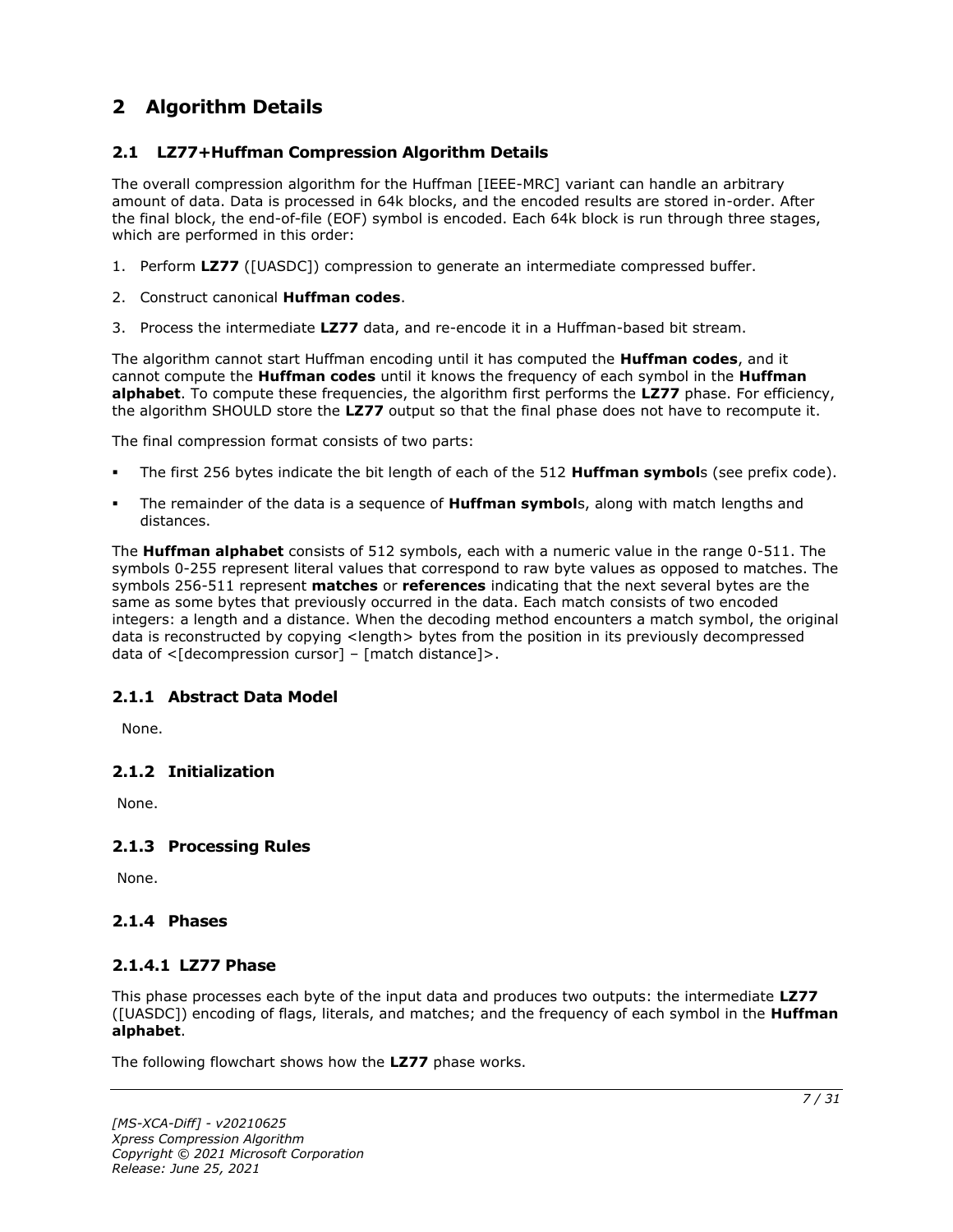# 2 Algorithm Details

## 2.1 LZ77+Huffman Compression Algorithm Details

The overall compression algorithm for the Huffman [IEEE-MRC] variant can handle an arbitrary amount of data. Data is processed in 64k blocks, and the encoded results are stored in-order. After the final block, the end-of-file (EOF) symbol is encoded. Each 64k block is run through three stages, which are performed in this order:

1. Perform **LZ77** ([UASDC]) compression to generate an intermediate compressed buffer.
2. Construct canonical **Huffman codes**.
3. Process the intermediate **LZ77** data, and re-encode it in a Huffman-based bit stream.

The algorithm cannot start Huffman encoding until it has computed the **Huffman codes**, and it cannot compute the **Huffman codes** until it knows the frequency of each symbol in the **Huffman alphabet**. To compute these frequencies, the algorithm first performs the **LZ77** phase. For efficiency, the algorithm SHOULD store the **LZ77** output so that the final phase does not have to recompute it.

The final compression format consists of two parts:

- The first 256 bytes indicate the bit length of each of the 512 **Huffman symbol**s (see prefix code).
- The remainder of the data is a sequence of **Huffman symbol**s, along with match lengths and distances.

The **Huffman alphabet** consists of 512 symbols, each with a numeric value in the range 0-511. The symbols 0-255 represent literal values that correspond to raw byte values as opposed to matches. The symbols 256-511 represent **matches** or **references** indicating that the next several bytes are the same as some bytes that previously occurred in the data. Each match consists of two encoded integers: a length and a distance. When the decoding method encounters a match symbol, the original data is reconstructed by copying <length> bytes from the position in its previously decompressed data of <[decompression cursor] – [match distance]>.

### 2.1.1 Abstract Data Model

None.

### 2.1.2 Initialization

None.

### 2.1.3 Processing Rules

None.

### 2.1.4 Phases

#### 2.1.4.1 LZ77 Phase

This phase processes each byte of the input data and produces two outputs: the intermediate **LZ77** ([UASDC]) encoding of flags, literals, and matches; and the frequency of each symbol in the **Huffman alphabet**.

The following flowchart shows how the **LZ77** phase works.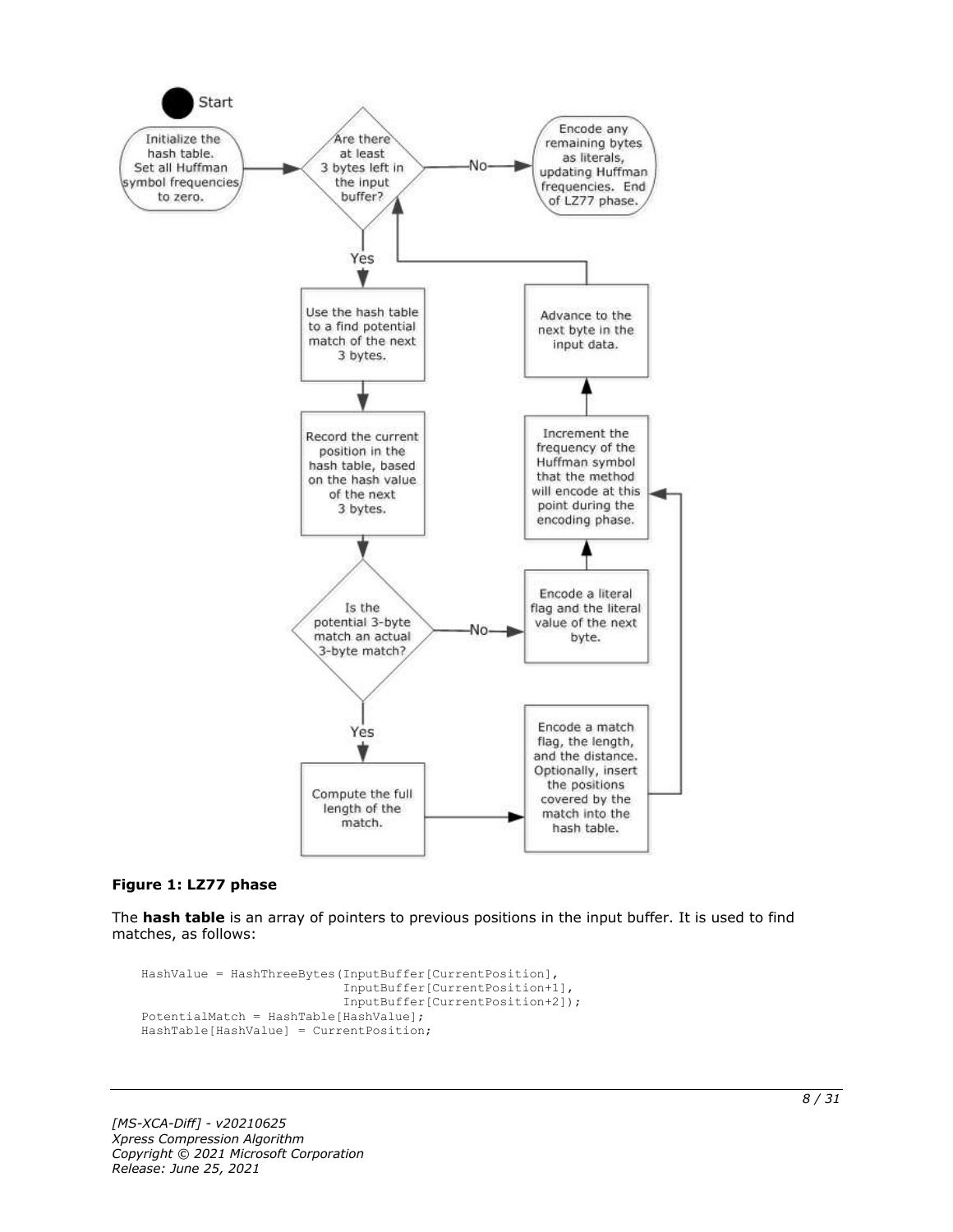**Figure 1: LZ77 phase**

The **hash table** is an array of pointers to previous positions in the input buffer. It is used to find matches, as follows:

```
HashValue = HashThreeBytes(InputBuffer[CurrentPosition],
                           InputBuffer[CurrentPosition+1],
                           InputBuffer[CurrentPosition+2]);
PotentialMatch = HashTable[HashValue];
HashTable[HashValue] = CurrentPosition;
```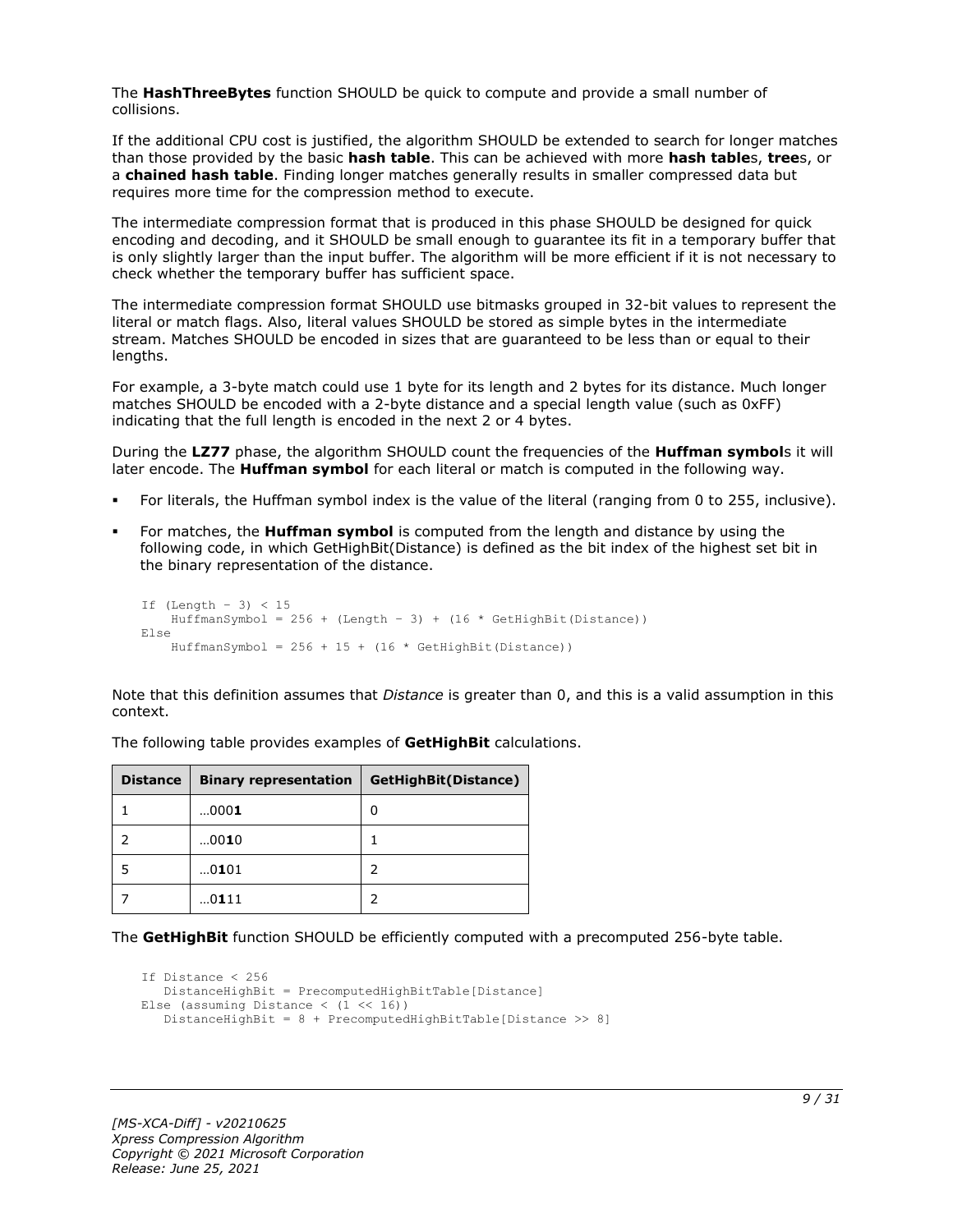The **HashThreeBytes** function SHOULD be quick to compute and provide a small number of collisions.

If the additional CPU cost is justified, the algorithm SHOULD be extended to search for longer matches than those provided by the basic **hash table**. This can be achieved with more **hash table**s, **tree**s, or a **chained hash table**. Finding longer matches generally results in smaller compressed data but requires more time for the compression method to execute.

The intermediate compression format that is produced in this phase SHOULD be designed for quick encoding and decoding, and it SHOULD be small enough to guarantee its fit in a temporary buffer that is only slightly larger than the input buffer. The algorithm will be more efficient if it is not necessary to check whether the temporary buffer has sufficient space.

The intermediate compression format SHOULD use bitmasks grouped in 32-bit values to represent the literal or match flags. Also, literal values SHOULD be stored as simple bytes in the intermediate stream. Matches SHOULD be encoded in sizes that are guaranteed to be less than or equal to their lengths.

For example, a 3-byte match could use 1 byte for its length and 2 bytes for its distance. Much longer matches SHOULD be encoded with a 2-byte distance and a special length value (such as 0xFF) indicating that the full length is encoded in the next 2 or 4 bytes.

During the **LZ77** phase, the algorithm SHOULD count the frequencies of the **Huffman symbol**s it will later encode. The **Huffman symbol** for each literal or match is computed in the following way.

- For literals, the Huffman symbol index is the value of the literal (ranging from 0 to 255, inclusive).
- For matches, the **Huffman symbol** is computed from the length and distance by using the following code, in which GetHighBit(Distance) is defined as the bit index of the highest set bit in the binary representation of the distance.

```
If (Length - 3) < 15
    HuffmanSymbol = 256 + (Length - 3) + (16 * GetHighBit(Distance))
Else
    HuffmanSymbol = 256 + 15 + (16 * GetHighBit(Distance))
```

Note that this definition assumes that *Distance* is greater than 0, and this is a valid assumption in this context.

The following table provides examples of **GetHighBit** calculations.

| Distance | Binary representation | GetHighBit(Distance) |
|---|---|---|
| 1 | …000**1** | 0 |
| 2 | …00**1**0 | 1 |
| 5 | …0**1**01 | 2 |
| 7 | …0**1**11 | 2 |

The **GetHighBit** function SHOULD be efficiently computed with a precomputed 256-byte table.

```
If Distance < 256
   DistanceHighBit = PrecomputedHighBitTable[Distance]
Else (assuming Distance < (1 << 16))
   DistanceHighBit = 8 + PrecomputedHighBitTable[Distance >> 8]
```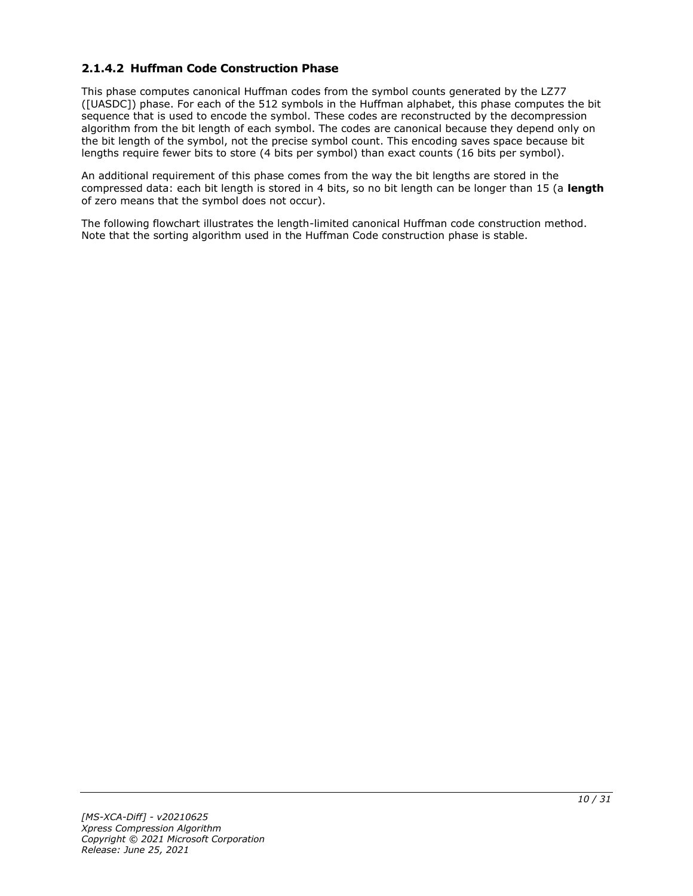### 2.1.4.2 Huffman Code Construction Phase

This phase computes canonical Huffman codes from the symbol counts generated by the LZ77 ([UASDC]) phase. For each of the 512 symbols in the Huffman alphabet, this phase computes the bit sequence that is used to encode the symbol. These codes are reconstructed by the decompression algorithm from the bit length of each symbol. The codes are canonical because they depend only on the bit length of the symbol, not the precise symbol count. This encoding saves space because bit lengths require fewer bits to store (4 bits per symbol) than exact counts (16 bits per symbol).

An additional requirement of this phase comes from the way the bit lengths are stored in the compressed data: each bit length is stored in 4 bits, so no bit length can be longer than 15 (a **length** of zero means that the symbol does not occur).

The following flowchart illustrates the length-limited canonical Huffman code construction method. Note that the sorting algorithm used in the Huffman Code construction phase is stable.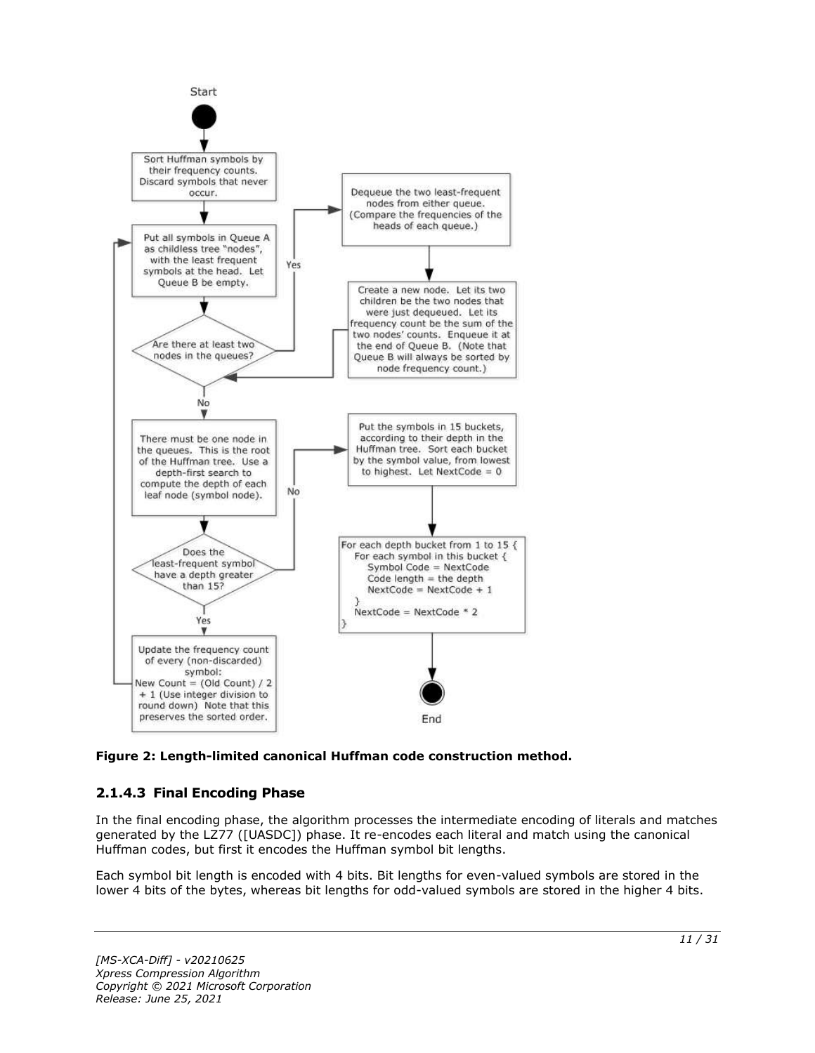Start

Sort Huffman symbols by their frequency counts. Discard symbols that never occur.

Put all symbols in Queue A as childless tree "nodes", with the least frequent symbols at the head. Let Queue B be empty.

Are there at least two nodes in the queues?

Yes → Dequeue the two least-frequent nodes from either queue. (Compare the frequencies of the heads of each queue.)

Create a new node. Let its two children be the two nodes that were just dequeued. Let its frequency count be the sum of the two nodes' counts. Enqueue it at the end of Queue B. (Note that Queue B will always be sorted by node frequency count.)

No → There must be one node in the queues. This is the root of the Huffman tree. Use a depth-first search to compute the depth of each leaf node (symbol node).

Does the least-frequent symbol have a depth greater than 15?

Yes → Update the frequency count of every (non-discarded) symbol: New Count = (Old Count) / 2 + 1 (Use integer division to round down) Note that this preserves the sorted order.

No → Put the symbols in 15 buckets, according to their depth in the Huffman tree. Sort each bucket by the symbol value, from lowest to highest. Let NextCode = 0

```
For each depth bucket from 1 to 15 {
    For each symbol in this bucket {
        Symbol Code = NextCode
        Code length = the depth
        NextCode = NextCode + 1
    }
    NextCode = NextCode * 2
}
```

End

**Figure 2: Length-limited canonical Huffman code construction method.**

### 2.1.4.3 Final Encoding Phase

In the final encoding phase, the algorithm processes the intermediate encoding of literals and matches generated by the LZ77 ([UASDC]) phase. It re-encodes each literal and match using the canonical Huffman codes, but first it encodes the Huffman symbol bit lengths.

Each symbol bit length is encoded with 4 bits. Bit lengths for even-valued symbols are stored in the lower 4 bits of the bytes, whereas bit lengths for odd-valued symbols are stored in the higher 4 bits.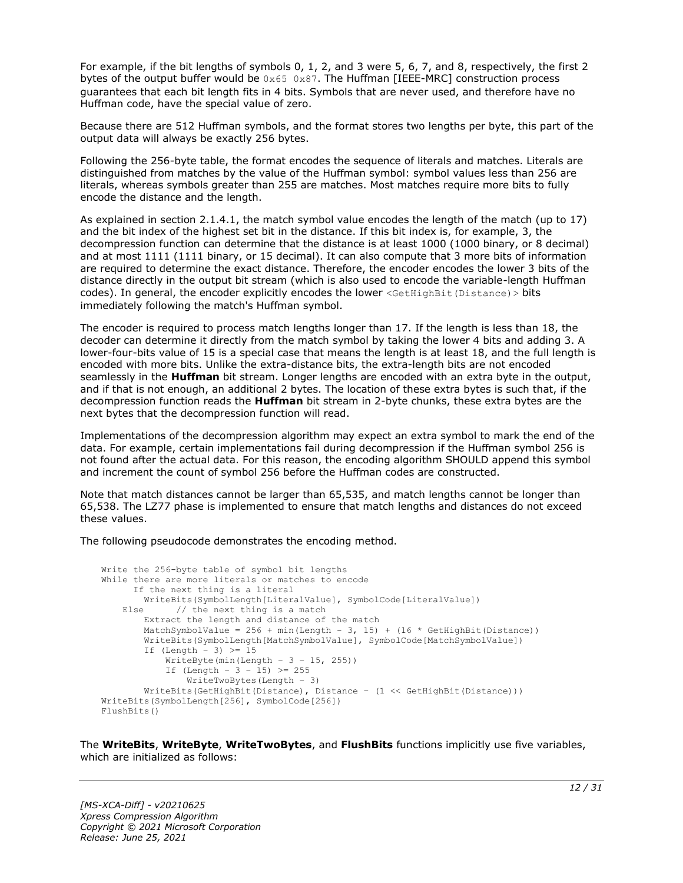For example, if the bit lengths of symbols 0, 1, 2, and 3 were 5, 6, 7, and 8, respectively, the first 2 bytes of the output buffer would be `0x65 0x87`. The Huffman [IEEE-MRC] construction process guarantees that each bit length fits in 4 bits. Symbols that are never used, and therefore have no Huffman code, have the special value of zero.

Because there are 512 Huffman symbols, and the format stores two lengths per byte, this part of the output data will always be exactly 256 bytes.

Following the 256-byte table, the format encodes the sequence of literals and matches. Literals are distinguished from matches by the value of the Huffman symbol: symbol values less than 256 are literals, whereas symbols greater than 255 are matches. Most matches require more bits to fully encode the distance and the length.

As explained in section 2.1.4.1, the match symbol value encodes the length of the match (up to 17) and the bit index of the highest set bit in the distance. If this bit index is, for example, 3, the decompression function can determine that the distance is at least 1000 (1000 binary, or 8 decimal) and at most 1111 (1111 binary, or 15 decimal). It can also compute that 3 more bits of information are required to determine the exact distance. Therefore, the encoder encodes the lower 3 bits of the distance directly in the output bit stream (which is also used to encode the variable-length Huffman codes). In general, the encoder explicitly encodes the lower `<GetHighBit(Distance)>` bits immediately following the match's Huffman symbol.

The encoder is required to process match lengths longer than 17. If the length is less than 18, the decoder can determine it directly from the match symbol by taking the lower 4 bits and adding 3. A lower-four-bits value of 15 is a special case that means the length is at least 18, and the full length is encoded with more bits. Unlike the extra-distance bits, the extra-length bits are not encoded seamlessly in the **Huffman** bit stream. Longer lengths are encoded with an extra byte in the output, and if that is not enough, an additional 2 bytes. The location of these extra bytes is such that, if the decompression function reads the **Huffman** bit stream in 2-byte chunks, these extra bytes are the next bytes that the decompression function will read.

Implementations of the decompression algorithm may expect an extra symbol to mark the end of the data. For example, certain implementations fail during decompression if the Huffman symbol 256 is not found after the actual data. For this reason, the encoding algorithm SHOULD append this symbol and increment the count of symbol 256 before the Huffman codes are constructed.

Note that match distances cannot be larger than 65,535, and match lengths cannot be longer than 65,538. The LZ77 phase is implemented to ensure that match lengths and distances do not exceed these values.

The following pseudocode demonstrates the encoding method.

```
Write the 256-byte table of symbol bit lengths
While there are more literals or matches to encode
      If the next thing is a literal
        WriteBits(SymbolLength[LiteralValue], SymbolCode[LiteralValue])
    Else      // the next thing is a match
        Extract the length and distance of the match
        MatchSymbolValue = 256 + min(Length - 3, 15) + (16 * GetHighBit(Distance))
        WriteBits(SymbolLength[MatchSymbolValue], SymbolCode[MatchSymbolValue])
        If (Length - 3) >= 15
            WriteByte(min(Length - 3 - 15, 255))
            If (Length - 3 - 15) >= 255
                WriteTwoBytes(Length - 3)
        WriteBits(GetHighBit(Distance), Distance - (1 << GetHighBit(Distance)))
WriteBits(SymbolLength[256], SymbolCode[256])
FlushBits()
```

The **WriteBits**, **WriteByte**, **WriteTwoBytes**, and **FlushBits** functions implicitly use five variables, which are initialized as follows: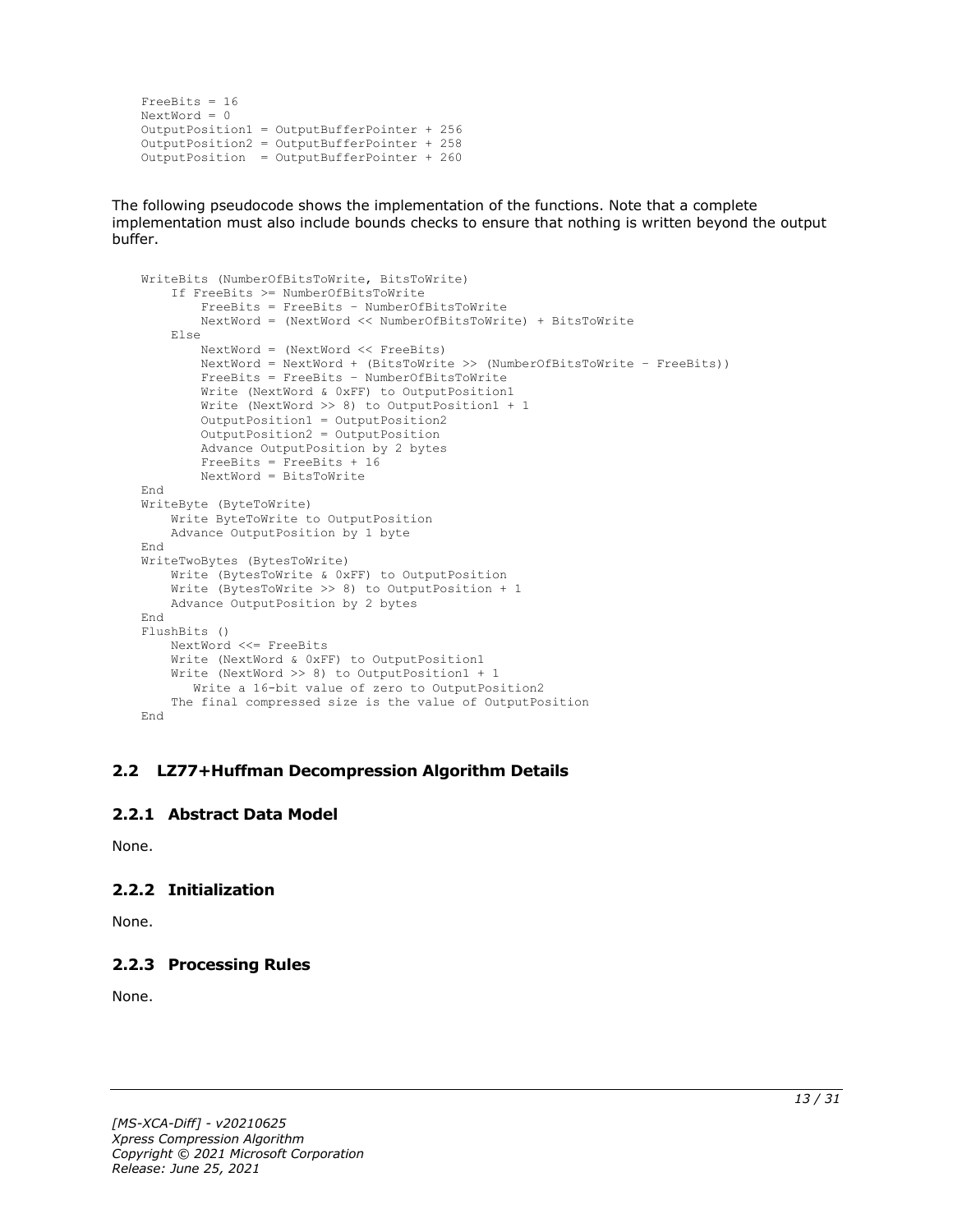```
FreeBits = 16
NextWord = 0
OutputPosition1 = OutputBufferPointer + 256
OutputPosition2 = OutputBufferPointer + 258
OutputPosition  = OutputBufferPointer + 260
```

The following pseudocode shows the implementation of the functions. Note that a complete implementation must also include bounds checks to ensure that nothing is written beyond the output buffer.

```
WriteBits (NumberOfBitsToWrite, BitsToWrite)
    If FreeBits >= NumberOfBitsToWrite
        FreeBits = FreeBits – NumberOfBitsToWrite
        NextWord = (NextWord << NumberOfBitsToWrite) + BitsToWrite
    Else
        NextWord = (NextWord << FreeBits)
        NextWord = NextWord + (BitsToWrite >> (NumberOfBitsToWrite – FreeBits))
        FreeBits = FreeBits – NumberOfBitsToWrite
        Write (NextWord & 0xFF) to OutputPosition1
        Write (NextWord >> 8) to OutputPosition1 + 1
        OutputPosition1 = OutputPosition2
        OutputPosition2 = OutputPosition
        Advance OutputPosition by 2 bytes
        FreeBits = FreeBits + 16
        NextWord = BitsToWrite
End
WriteByte (ByteToWrite)
    Write ByteToWrite to OutputPosition
    Advance OutputPosition by 1 byte
End
WriteTwoBytes (BytesToWrite)
    Write (BytesToWrite & 0xFF) to OutputPosition
    Write (BytesToWrite >> 8) to OutputPosition + 1
    Advance OutputPosition by 2 bytes
End
FlushBits ()
    NextWord <<= FreeBits
    Write (NextWord & 0xFF) to OutputPosition1
    Write (NextWord >> 8) to OutputPosition1 + 1
       Write a 16-bit value of zero to OutputPosition2
    The final compressed size is the value of OutputPosition
End
```

## 2.2 LZ77+Huffman Decompression Algorithm Details

### 2.2.1 Abstract Data Model

None.

### 2.2.2 Initialization

None.

### 2.2.3 Processing Rules

None.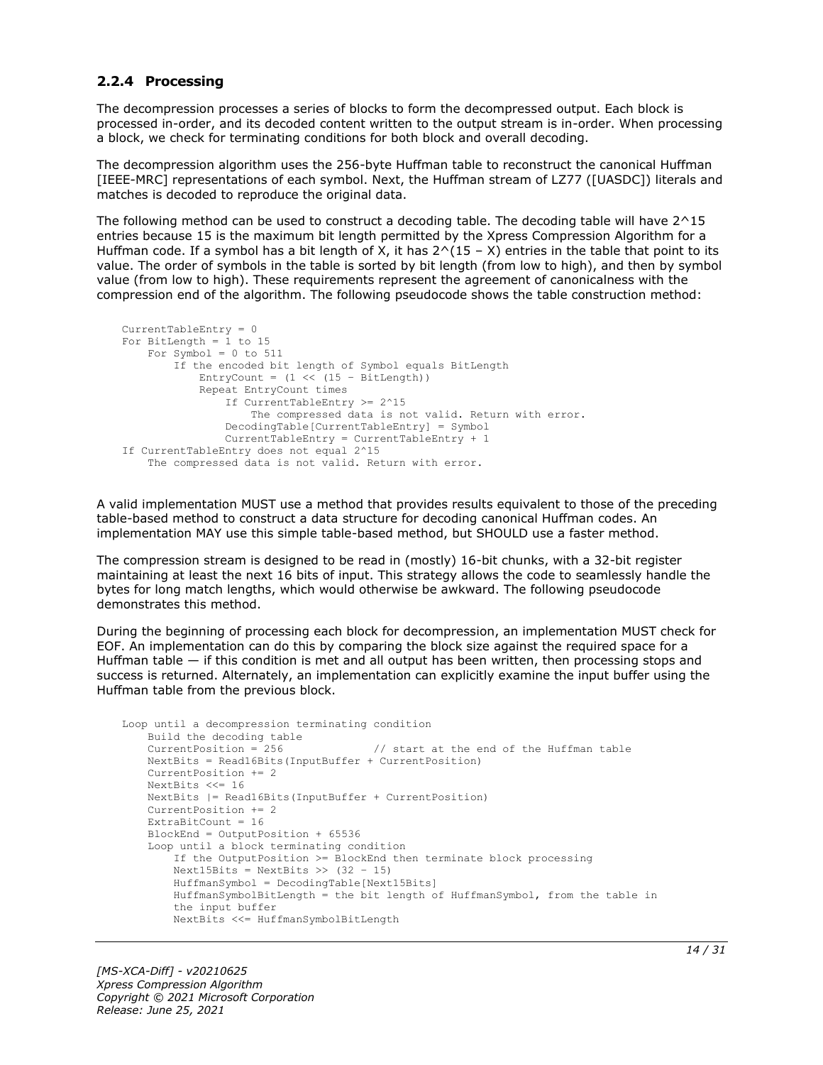### 2.2.4 Processing

The decompression processes a series of blocks to form the decompressed output. Each block is processed in-order, and its decoded content written to the output stream is in-order. When processing a block, we check for terminating conditions for both block and overall decoding.

The decompression algorithm uses the 256-byte Huffman table to reconstruct the canonical Huffman [IEEE-MRC] representations of each symbol. Next, the Huffman stream of LZ77 ([UASDC]) literals and matches is decoded to reproduce the original data.

The following method can be used to construct a decoding table. The decoding table will have 2^15 entries because 15 is the maximum bit length permitted by the Xpress Compression Algorithm for a Huffman code. If a symbol has a bit length of X, it has 2^(15 – X) entries in the table that point to its value. The order of symbols in the table is sorted by bit length (from low to high), and then by symbol value (from low to high). These requirements represent the agreement of canonicalness with the compression end of the algorithm. The following pseudocode shows the table construction method:

```
CurrentTableEntry = 0
For BitLength = 1 to 15
    For Symbol = 0 to 511
        If the encoded bit length of Symbol equals BitLength
            EntryCount = (1 << (15 – BitLength))
            Repeat EntryCount times
                If CurrentTableEntry >= 2^15
                    The compressed data is not valid. Return with error.
                DecodingTable[CurrentTableEntry] = Symbol
                CurrentTableEntry = CurrentTableEntry + 1
If CurrentTableEntry does not equal 2^15
    The compressed data is not valid. Return with error.
```

A valid implementation MUST use a method that provides results equivalent to those of the preceding table-based method to construct a data structure for decoding canonical Huffman codes. An implementation MAY use this simple table-based method, but SHOULD use a faster method.

The compression stream is designed to be read in (mostly) 16-bit chunks, with a 32-bit register maintaining at least the next 16 bits of input. This strategy allows the code to seamlessly handle the bytes for long match lengths, which would otherwise be awkward. The following pseudocode demonstrates this method.

During the beginning of processing each block for decompression, an implementation MUST check for EOF. An implementation can do this by comparing the block size against the required space for a Huffman table — if this condition is met and all output has been written, then processing stops and success is returned. Alternately, an implementation can explicitly examine the input buffer using the Huffman table from the previous block.

```
Loop until a decompression terminating condition
    Build the decoding table
    CurrentPosition = 256              // start at the end of the Huffman table
    NextBits = Read16Bits(InputBuffer + CurrentPosition)
    CurrentPosition += 2
    NextBits <<= 16
    NextBits |= Read16Bits(InputBuffer + CurrentPosition)
    CurrentPosition += 2
    ExtraBitCount = 16
    BlockEnd = OutputPosition + 65536
    Loop until a block terminating condition
        If the OutputPosition >= BlockEnd then terminate block processing
        Next15Bits = NextBits >> (32 – 15)
        HuffmanSymbol = DecodingTable[Next15Bits]
        HuffmanSymbolBitLength = the bit length of HuffmanSymbol, from the table in
        the input buffer
        NextBits <<= HuffmanSymbolBitLength
```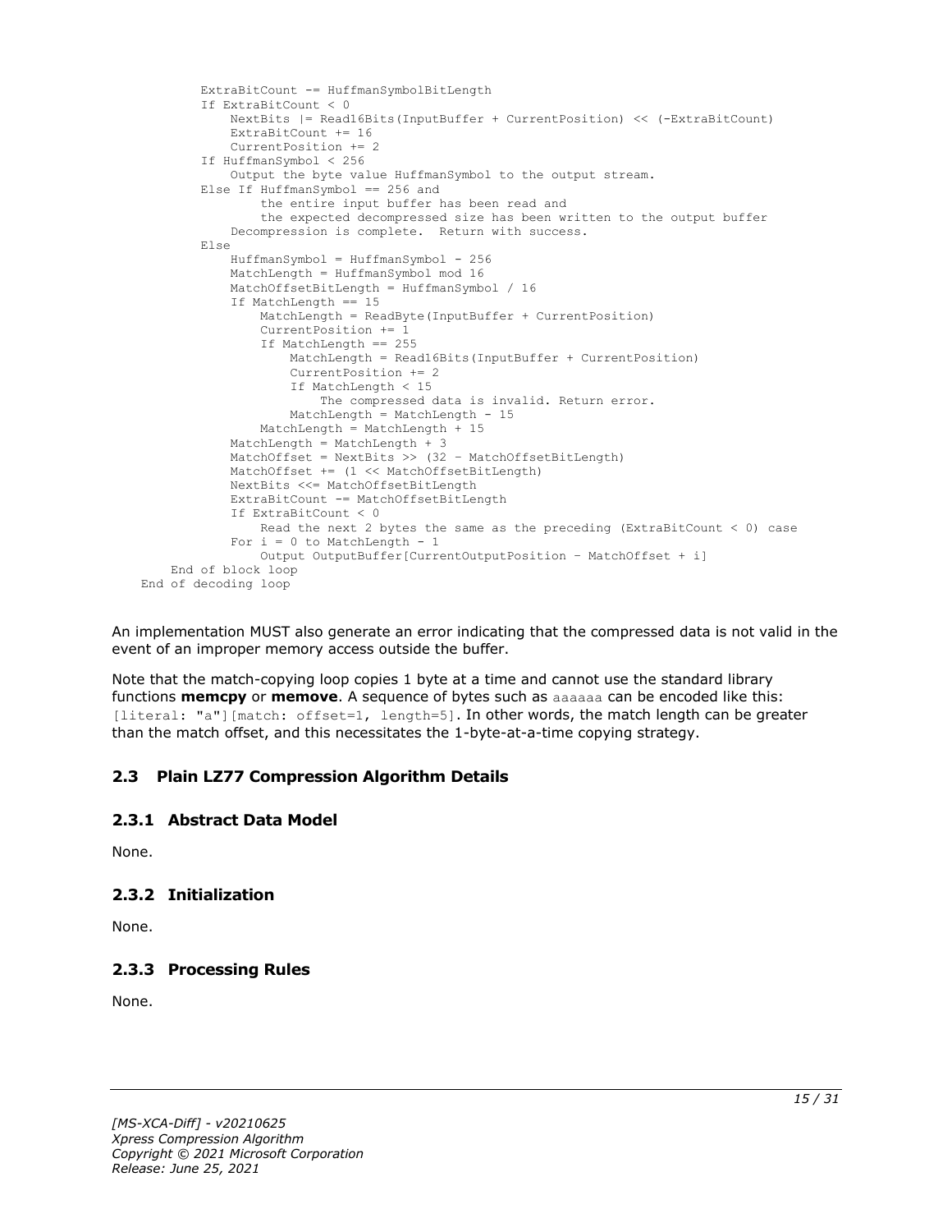```
        ExtraBitCount -= HuffmanSymbolBitLength
        If ExtraBitCount < 0
            NextBits |= Read16Bits(InputBuffer + CurrentPosition) << (-ExtraBitCount)
            ExtraBitCount += 16
            CurrentPosition += 2
        If HuffmanSymbol < 256
            Output the byte value HuffmanSymbol to the output stream.
        Else If HuffmanSymbol == 256 and
                the entire input buffer has been read and
                the expected decompressed size has been written to the output buffer
            Decompression is complete.  Return with success.
        Else
            HuffmanSymbol = HuffmanSymbol - 256
            MatchLength = HuffmanSymbol mod 16
            MatchOffsetBitLength = HuffmanSymbol / 16
            If MatchLength == 15
                MatchLength = ReadByte(InputBuffer + CurrentPosition)
                CurrentPosition += 1
                If MatchLength == 255
                    MatchLength = Read16Bits(InputBuffer + CurrentPosition)
                    CurrentPosition += 2
                    If MatchLength < 15
                        The compressed data is invalid. Return error.
                    MatchLength = MatchLength - 15
                MatchLength = MatchLength + 15
            MatchLength = MatchLength + 3
            MatchOffset = NextBits >> (32 - MatchOffsetBitLength)
            MatchOffset += (1 << MatchOffsetBitLength)
            NextBits <<= MatchOffsetBitLength
            ExtraBitCount -= MatchOffsetBitLength
            If ExtraBitCount < 0
                Read the next 2 bytes the same as the preceding (ExtraBitCount < 0) case
            For i = 0 to MatchLength - 1
                Output OutputBuffer[CurrentOutputPosition - MatchOffset + i]
    End of block loop
End of decoding loop
```

An implementation MUST also generate an error indicating that the compressed data is not valid in the event of an improper memory access outside the buffer.

Note that the match-copying loop copies 1 byte at a time and cannot use the standard library functions **memcpy** or **memmove**. A sequence of bytes such as `aaaaaa` can be encoded like this: `[literal: "a"][match: offset=1, length=5]`. In other words, the match length can be greater than the match offset, and this necessitates the 1-byte-at-a-time copying strategy.

## 2.3 Plain LZ77 Compression Algorithm Details

### 2.3.1 Abstract Data Model

None.

### 2.3.2 Initialization

None.

### 2.3.3 Processing Rules

None.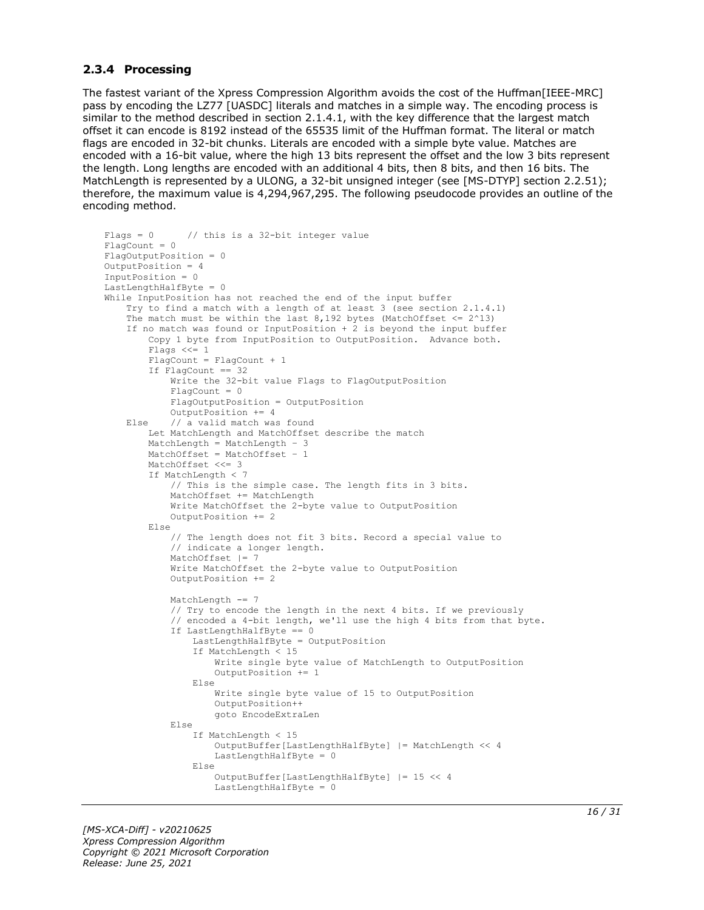### 2.3.4 Processing

The fastest variant of the Xpress Compression Algorithm avoids the cost of the Huffman[IEEE-MRC] pass by encoding the LZ77 [UASDC] literals and matches in a simple way. The encoding process is similar to the method described in section 2.1.4.1, with the key difference that the largest match offset it can encode is 8192 instead of the 65535 limit of the Huffman format. The literal or match flags are encoded in 32-bit chunks. Literals are encoded with a simple byte value. Matches are encoded with a 16-bit value, where the high 13 bits represent the offset and the low 3 bits represent the length. Long lengths are encoded with an additional 4 bits, then 8 bits, and then 16 bits. The MatchLength is represented by a ULONG, a 32-bit unsigned integer (see [MS-DTYP] section 2.2.51); therefore, the maximum value is 4,294,967,295. The following pseudocode provides an outline of the encoding method.

```
Flags = 0      // this is a 32-bit integer value
FlagCount = 0
FlagOutputPosition = 0
OutputPosition = 4
InputPosition = 0
LastLengthHalfByte = 0
While InputPosition has not reached the end of the input buffer
    Try to find a match with a length of at least 3 (see section 2.1.4.1)
    The match must be within the last 8,192 bytes (MatchOffset <= 2^13)
    If no match was found or InputPosition + 2 is beyond the input buffer
        Copy 1 byte from InputPosition to OutputPosition.  Advance both.
        Flags <<= 1
        FlagCount = FlagCount + 1
        If FlagCount == 32
            Write the 32-bit value Flags to FlagOutputPosition
            FlagCount = 0
            FlagOutputPosition = OutputPosition
            OutputPosition += 4
    Else    // a valid match was found
        Let MatchLength and MatchOffset describe the match
        MatchLength = MatchLength - 3
        MatchOffset = MatchOffset - 1
        MatchOffset <<= 3
        If MatchLength < 7
            // This is the simple case. The length fits in 3 bits.
            MatchOffset += MatchLength
            Write MatchOffset the 2-byte value to OutputPosition
            OutputPosition += 2
        Else
            // The length does not fit 3 bits. Record a special value to
            // indicate a longer length.
            MatchOffset |= 7
            Write MatchOffset the 2-byte value to OutputPosition
            OutputPosition += 2

            MatchLength -= 7
            // Try to encode the length in the next 4 bits. If we previously
            // encoded a 4-bit length, we'll use the high 4 bits from that byte.
            If LastLengthHalfByte == 0
                LastLengthHalfByte = OutputPosition
                If MatchLength < 15
                    Write single byte value of MatchLength to OutputPosition
                    OutputPosition += 1
                Else
                    Write single byte value of 15 to OutputPosition
                    OutputPosition++
                    goto EncodeExtraLen
            Else
                If MatchLength < 15
                    OutputBuffer[LastLengthHalfByte] |= MatchLength << 4
                    LastLengthHalfByte = 0
                Else
                    OutputBuffer[LastLengthHalfByte] |= 15 << 4
                    LastLengthHalfByte = 0
```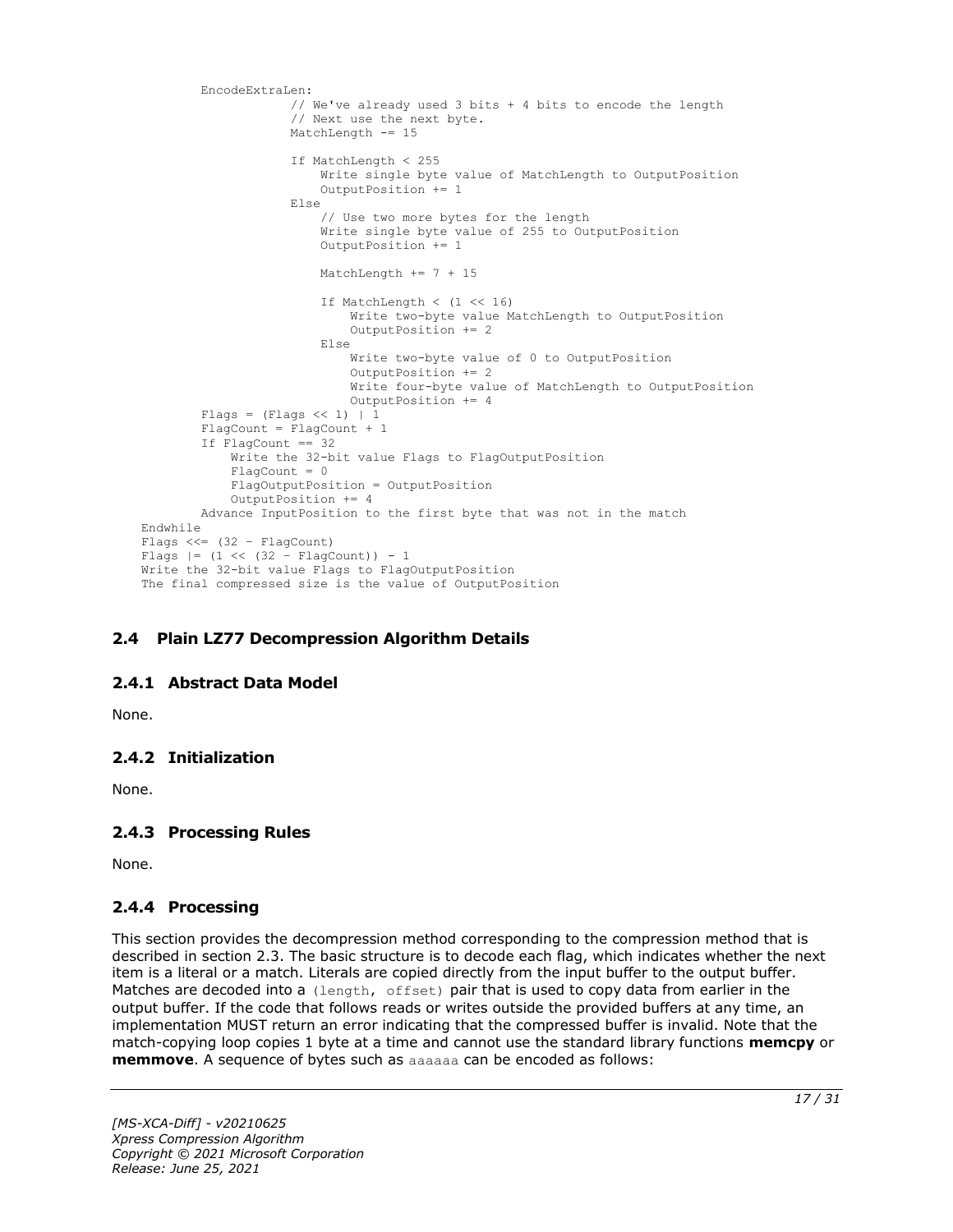```
        EncodeExtraLen:
                    // We've already used 3 bits + 4 bits to encode the length
                    // Next use the next byte.
                    MatchLength -= 15

                    If MatchLength < 255
                        Write single byte value of MatchLength to OutputPosition
                        OutputPosition += 1
                    Else
                        // Use two more bytes for the length
                        Write single byte value of 255 to OutputPosition
                        OutputPosition += 1

                        MatchLength += 7 + 15

                        If MatchLength < (1 << 16)
                            Write two-byte value MatchLength to OutputPosition
                            OutputPosition += 2
                        Else
                            Write two-byte value of 0 to OutputPosition
                            OutputPosition += 2
                            Write four-byte value of MatchLength to OutputPosition
                            OutputPosition += 4
        Flags = (Flags << 1) | 1
        FlagCount = FlagCount + 1
        If FlagCount == 32
            Write the 32-bit value Flags to FlagOutputPosition
            FlagCount = 0
            FlagOutputPosition = OutputPosition
            OutputPosition += 4
        Advance InputPosition to the first byte that was not in the match
    Endwhile
    Flags <<= (32 - FlagCount)
    Flags |= (1 << (32 - FlagCount)) - 1
    Write the 32-bit value Flags to FlagOutputPosition
    The final compressed size is the value of OutputPosition
```

## 2.4 Plain LZ77 Decompression Algorithm Details

### 2.4.1 Abstract Data Model

None.

### 2.4.2 Initialization

None.

### 2.4.3 Processing Rules

None.

### 2.4.4 Processing

This section provides the decompression method corresponding to the compression method that is described in section 2.3. The basic structure is to decode each flag, which indicates whether the next item is a literal or a match. Literals are copied directly from the input buffer to the output buffer. Matches are decoded into a `(length, offset)` pair that is used to copy data from earlier in the output buffer. If the code that follows reads or writes outside the provided buffers at any time, an implementation MUST return an error indicating that the compressed buffer is invalid. Note that the match-copying loop copies 1 byte at a time and cannot use the standard library functions **memcpy** or **memmove**. A sequence of bytes such as `aaaaaa` can be encoded as follows: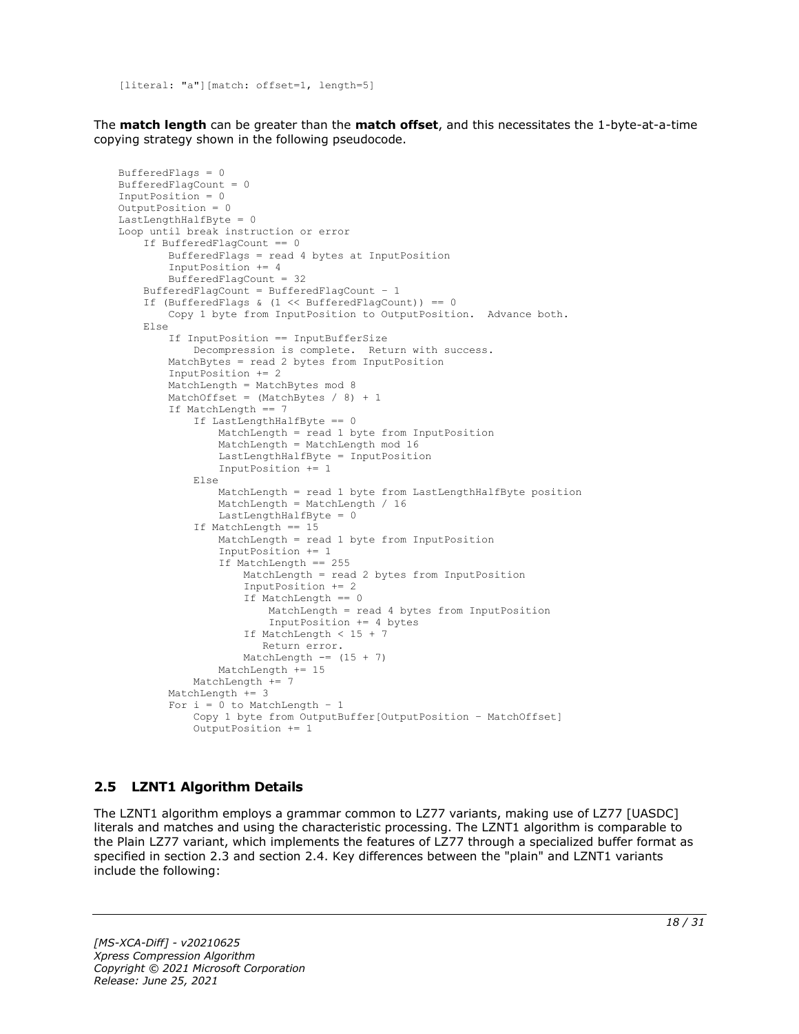```
[literal: "a"][match: offset=1, length=5]
```

The **match length** can be greater than the **match offset**, and this necessitates the 1-byte-at-a-time copying strategy shown in the following pseudocode.

```
BufferedFlags = 0
BufferedFlagCount = 0
InputPosition = 0
OutputPosition = 0
LastLengthHalfByte = 0
Loop until break instruction or error
    If BufferedFlagCount == 0
        BufferedFlags = read 4 bytes at InputPosition
        InputPosition += 4
        BufferedFlagCount = 32
    BufferedFlagCount = BufferedFlagCount – 1
    If (BufferedFlags & (1 << BufferedFlagCount)) == 0
        Copy 1 byte from InputPosition to OutputPosition.  Advance both.
    Else
        If InputPosition == InputBufferSize
            Decompression is complete.  Return with success.
        MatchBytes = read 2 bytes from InputPosition
        InputPosition += 2
        MatchLength = MatchBytes mod 8
        MatchOffset = (MatchBytes / 8) + 1
        If MatchLength == 7
            If LastLengthHalfByte == 0
                MatchLength = read 1 byte from InputPosition
                MatchLength = MatchLength mod 16
                LastLengthHalfByte = InputPosition
                InputPosition += 1
            Else
                MatchLength = read 1 byte from LastLengthHalfByte position
                MatchLength = MatchLength / 16
                LastLengthHalfByte = 0
            If MatchLength == 15
                MatchLength = read 1 byte from InputPosition
                InputPosition += 1
                If MatchLength == 255
                    MatchLength = read 2 bytes from InputPosition
                    InputPosition += 2
                    If MatchLength == 0
                        MatchLength = read 4 bytes from InputPosition
                        InputPosition += 4 bytes
                    If MatchLength < 15 + 7
                       Return error.
                    MatchLength -= (15 + 7)
                MatchLength += 15
            MatchLength += 7
        MatchLength += 3
        For i = 0 to MatchLength - 1
            Copy 1 byte from OutputBuffer[OutputPosition – MatchOffset]
            OutputPosition += 1
```

## 2.5 LZNT1 Algorithm Details

The LZNT1 algorithm employs a grammar common to LZ77 variants, making use of LZ77 [UASDC] literals and matches and using the characteristic processing. The LZNT1 algorithm is comparable to the Plain LZ77 variant, which implements the features of LZ77 through a specialized buffer format as specified in section 2.3 and section 2.4. Key differences between the "plain" and LZNT1 variants include the following: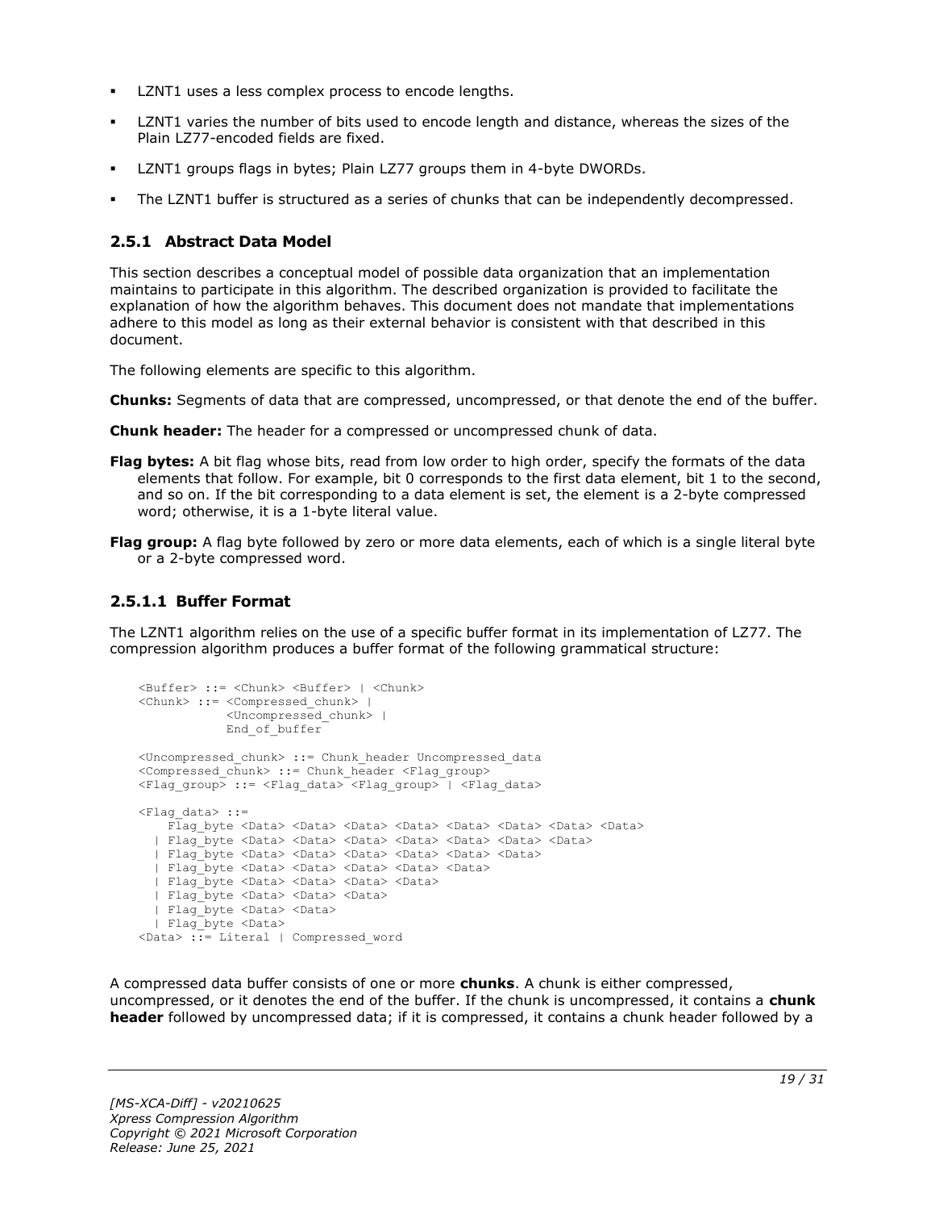- LZNT1 uses a less complex process to encode lengths.
- LZNT1 varies the number of bits used to encode length and distance, whereas the sizes of the Plain LZ77-encoded fields are fixed.
- LZNT1 groups flags in bytes; Plain LZ77 groups them in 4-byte DWORDs.
- The LZNT1 buffer is structured as a series of chunks that can be independently decompressed.

### 2.5.1 Abstract Data Model

This section describes a conceptual model of possible data organization that an implementation maintains to participate in this algorithm. The described organization is provided to facilitate the explanation of how the algorithm behaves. This document does not mandate that implementations adhere to this model as long as their external behavior is consistent with that described in this document.

The following elements are specific to this algorithm.

**Chunks:** Segments of data that are compressed, uncompressed, or that denote the end of the buffer.

**Chunk header:** The header for a compressed or uncompressed chunk of data.

**Flag bytes:** A bit flag whose bits, read from low order to high order, specify the formats of the data elements that follow. For example, bit 0 corresponds to the first data element, bit 1 to the second, and so on. If the bit corresponding to a data element is set, the element is a 2-byte compressed word; otherwise, it is a 1-byte literal value.

**Flag group:** A flag byte followed by zero or more data elements, each of which is a single literal byte or a 2-byte compressed word.

#### 2.5.1.1 Buffer Format

The LZNT1 algorithm relies on the use of a specific buffer format in its implementation of LZ77. The compression algorithm produces a buffer format of the following grammatical structure:

```
<Buffer> ::= <Chunk> <Buffer> | <Chunk>
<Chunk> ::= <Compressed_chunk> |
            <Uncompressed_chunk> |
            End_of_buffer

<Uncompressed_chunk> ::= Chunk_header Uncompressed_data
<Compressed_chunk> ::= Chunk_header <Flag_group>
<Flag_group> ::= <Flag_data> <Flag_group> | <Flag_data>

<Flag_data> ::=
    Flag_byte <Data> <Data> <Data> <Data> <Data> <Data> <Data> <Data>
  | Flag_byte <Data> <Data> <Data> <Data> <Data> <Data> <Data>
  | Flag_byte <Data> <Data> <Data> <Data> <Data> <Data>
  | Flag_byte <Data> <Data> <Data> <Data> <Data>
  | Flag_byte <Data> <Data> <Data> <Data>
  | Flag_byte <Data> <Data> <Data>
  | Flag_byte <Data> <Data>
  | Flag_byte <Data>
<Data> ::= Literal | Compressed_word
```

A compressed data buffer consists of one or more **chunks**. A chunk is either compressed, uncompressed, or it denotes the end of the buffer. If the chunk is uncompressed, it contains a **chunk header** followed by uncompressed data; if it is compressed, it contains a chunk header followed by a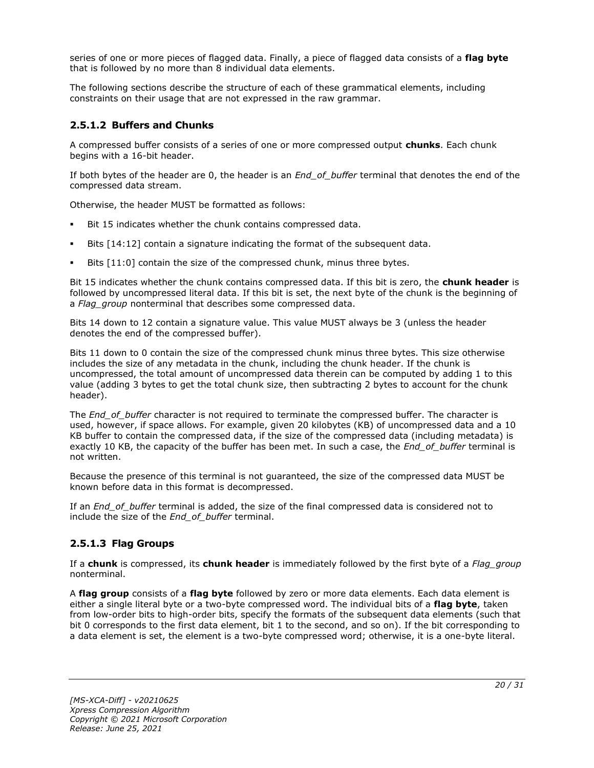series of one or more pieces of flagged data. Finally, a piece of flagged data consists of a **flag byte** that is followed by no more than 8 individual data elements.

The following sections describe the structure of each of these grammatical elements, including constraints on their usage that are not expressed in the raw grammar.

### 2.5.1.2 Buffers and Chunks

A compressed buffer consists of a series of one or more compressed output **chunks**. Each chunk begins with a 16-bit header.

If both bytes of the header are 0, the header is an *End_of_buffer* terminal that denotes the end of the compressed data stream.

Otherwise, the header MUST be formatted as follows:

- Bit 15 indicates whether the chunk contains compressed data.
- Bits [14:12] contain a signature indicating the format of the subsequent data.
- Bits [11:0] contain the size of the compressed chunk, minus three bytes.

Bit 15 indicates whether the chunk contains compressed data. If this bit is zero, the **chunk header** is followed by uncompressed literal data. If this bit is set, the next byte of the chunk is the beginning of a *Flag_group* nonterminal that describes some compressed data.

Bits 14 down to 12 contain a signature value. This value MUST always be 3 (unless the header denotes the end of the compressed buffer).

Bits 11 down to 0 contain the size of the compressed chunk minus three bytes. This size otherwise includes the size of any metadata in the chunk, including the chunk header. If the chunk is uncompressed, the total amount of uncompressed data therein can be computed by adding 1 to this value (adding 3 bytes to get the total chunk size, then subtracting 2 bytes to account for the chunk header).

The *End_of_buffer* character is not required to terminate the compressed buffer. The character is used, however, if space allows. For example, given 20 kilobytes (KB) of uncompressed data and a 10 KB buffer to contain the compressed data, if the size of the compressed data (including metadata) is exactly 10 KB, the capacity of the buffer has been met. In such a case, the *End_of_buffer* terminal is not written.

Because the presence of this terminal is not guaranteed, the size of the compressed data MUST be known before data in this format is decompressed.

If an *End_of_buffer* terminal is added, the size of the final compressed data is considered not to include the size of the *End_of_buffer* terminal.

### 2.5.1.3 Flag Groups

If a **chunk** is compressed, its **chunk header** is immediately followed by the first byte of a *Flag_group* nonterminal.

A **flag group** consists of a **flag byte** followed by zero or more data elements. Each data element is either a single literal byte or a two-byte compressed word. The individual bits of a **flag byte**, taken from low-order bits to high-order bits, specify the formats of the subsequent data elements (such that bit 0 corresponds to the first data element, bit 1 to the second, and so on). If the bit corresponding to a data element is set, the element is a two-byte compressed word; otherwise, it is a one-byte literal.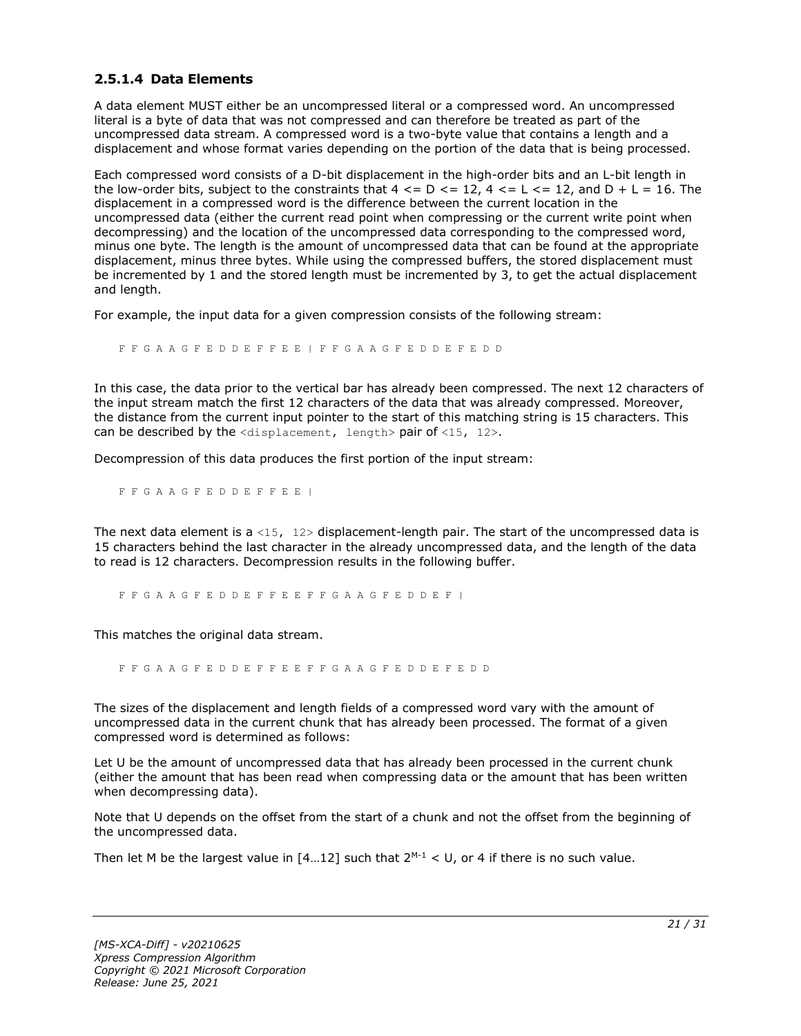#### 2.5.1.4 Data Elements

A data element MUST either be an uncompressed literal or a compressed word. An uncompressed literal is a byte of data that was not compressed and can therefore be treated as part of the uncompressed data stream. A compressed word is a two-byte value that contains a length and a displacement and whose format varies depending on the portion of the data that is being processed.

Each compressed word consists of a D-bit displacement in the high-order bits and an L-bit length in the low-order bits, subject to the constraints that $4 <= D <= 12$, $4 <= L <= 12$, and $D + L = 16$. The displacement in a compressed word is the difference between the current location in the uncompressed data (either the current read point when compressing or the current write point when decompressing) and the location of the uncompressed data corresponding to the compressed word, minus one byte. The length is the amount of uncompressed data that can be found at the appropriate displacement, minus three bytes. While using the compressed buffers, the stored displacement must be incremented by 1 and the stored length must be incremented by 3, to get the actual displacement and length.

For example, the input data for a given compression consists of the following stream:

```
F F G A A G F E D D E F F E E | F F G A A G F E D D E F E D D
```

In this case, the data prior to the vertical bar has already been compressed. The next 12 characters of the input stream match the first 12 characters of the data that was already compressed. Moreover, the distance from the current input pointer to the start of this matching string is 15 characters. This can be described by the `<displacement, length>` pair of `<15, 12>`.

Decompression of this data produces the first portion of the input stream:

```
F F G A A G F E D D E F F E E |
```

The next data element is a `<15, 12>` displacement-length pair. The start of the uncompressed data is 15 characters behind the last character in the already uncompressed data, and the length of the data to read is 12 characters. Decompression results in the following buffer.

```
F F G A A G F E D D E F F E E F F G A A G F E D D E F |
```

This matches the original data stream.

```
F F G A A G F E D D E F F E E F F G A A G F E D D E F E D D
```

The sizes of the displacement and length fields of a compressed word vary with the amount of uncompressed data in the current chunk that has already been processed. The format of a given compressed word is determined as follows:

Let U be the amount of uncompressed data that has already been processed in the current chunk (either the amount that has been read when compressing data or the amount that has been written when decompressing data).

Note that U depends on the offset from the start of a chunk and not the offset from the beginning of the uncompressed data.

Then let M be the largest value in [4…12] such that $2^{M-1} < U$, or 4 if there is no such value.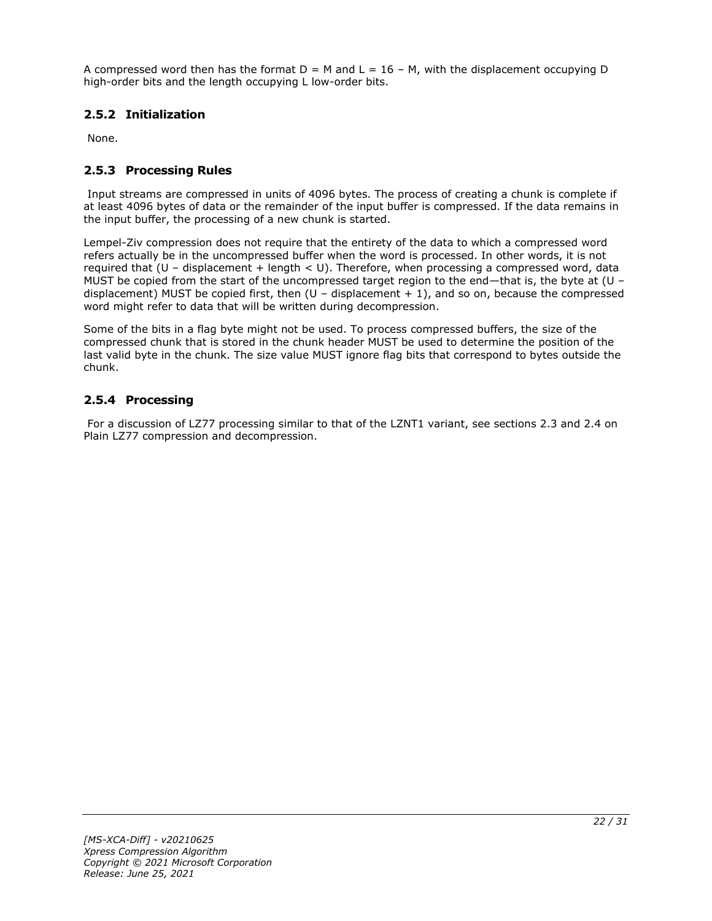A compressed word then has the format D = M and L = 16 – M, with the displacement occupying D high-order bits and the length occupying L low-order bits.

### 2.5.2 Initialization

None.

### 2.5.3 Processing Rules

Input streams are compressed in units of 4096 bytes. The process of creating a chunk is complete if at least 4096 bytes of data or the remainder of the input buffer is compressed. If the data remains in the input buffer, the processing of a new chunk is started.

Lempel-Ziv compression does not require that the entirety of the data to which a compressed word refers actually be in the uncompressed buffer when the word is processed. In other words, it is not required that (U – displacement + length < U). Therefore, when processing a compressed word, data MUST be copied from the start of the uncompressed target region to the end—that is, the byte at (U – displacement) MUST be copied first, then (U – displacement + 1), and so on, because the compressed word might refer to data that will be written during decompression.

Some of the bits in a flag byte might not be used. To process compressed buffers, the size of the compressed chunk that is stored in the chunk header MUST be used to determine the position of the last valid byte in the chunk. The size value MUST ignore flag bits that correspond to bytes outside the chunk.

### 2.5.4 Processing

For a discussion of LZ77 processing similar to that of the LZNT1 variant, see sections 2.3 and 2.4 on Plain LZ77 compression and decompression.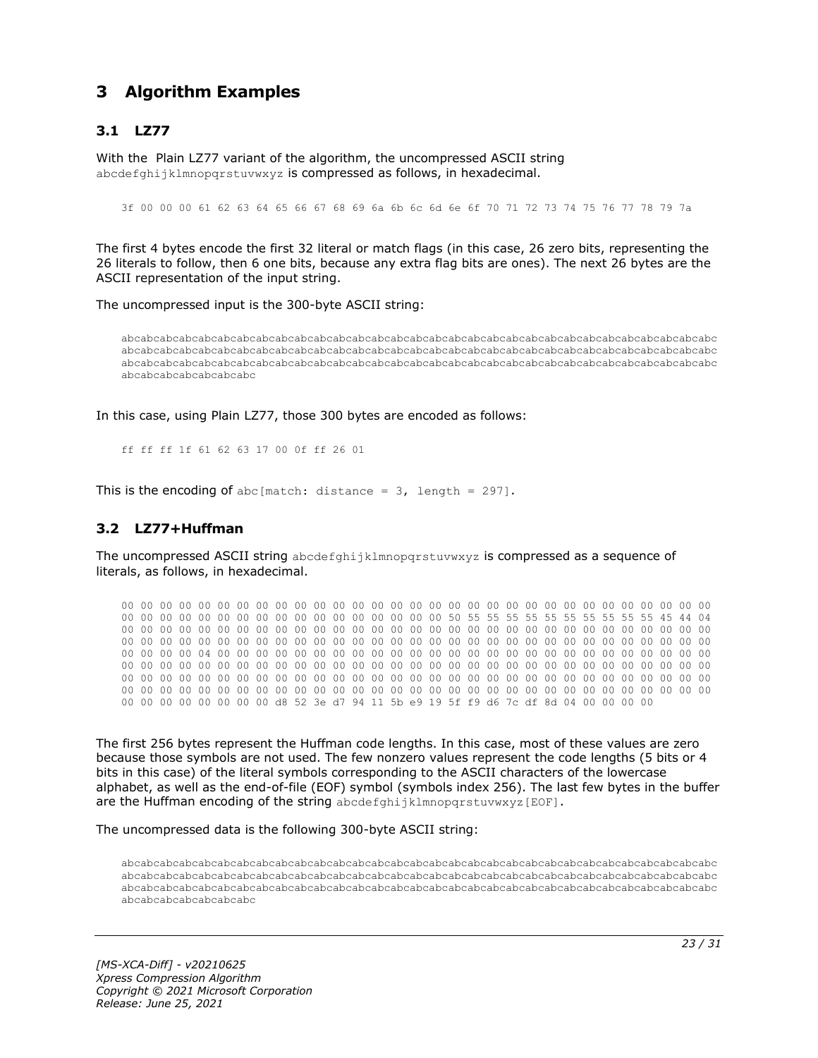# 3 Algorithm Examples

## 3.1 LZ77

With the Plain LZ77 variant of the algorithm, the uncompressed ASCII string `abcdefghijklmnopqrstuvwxyz` is compressed as follows, in hexadecimal.

```
3f 00 00 00 61 62 63 64 65 66 67 68 69 6a 6b 6c 6d 6e 6f 70 71 72 73 74 75 76 77 78 79 7a
```

The first 4 bytes encode the first 32 literal or match flags (in this case, 26 zero bits, representing the 26 literals to follow, then 6 one bits, because any extra flag bits are ones). The next 26 bytes are the ASCII representation of the input string.

The uncompressed input is the 300-byte ASCII string:

```
abcabcabcabcabcabcabcabcabcabcabcabcabcabcabcabcabcabcabcabcabcabcabcabcabcabcabcabcabcabcabcabcabcabc
abcabcabcabcabcabcabcabcabcabcabcabcabcabcabcabcabcabcabcabcabcabcabcabcabcabcabcabcabcabcabcabcabcabc
abcabcabcabcabcabcabcabcabcabcabcabcabcabcabcabcabcabcabcabcabcabcabcabcabcabcabcabcabcabcabcabcabcabc
abcabcabcabcabcabcabc
```

In this case, using Plain LZ77, those 300 bytes are encoded as follows:

```
ff ff ff 1f 61 62 63 17 00 0f ff 26 01
```

This is the encoding of `abc[match: distance = 3, length = 297]`.

## 3.2 LZ77+Huffman

The uncompressed ASCII string `abcdefghijklmnopqrstuvwxyz` is compressed as a sequence of literals, as follows, in hexadecimal.

```
00 00 00 00 00 00 00 00 00 00 00 00 00 00 00 00 00 00 00 00 00 00 00 00 00 00 00 00 00 00 00 00
00 00 00 00 00 00 00 00 00 00 00 00 00 00 00 00 00 50 55 55 55 55 55 55 55 55 55 55 55 45 44 04
00 00 00 00 00 00 00 00 00 00 00 00 00 00 00 00 00 00 00 00 00 00 00 00 00 00 00 00 00 00 00 00
00 00 00 00 00 00 00 00 00 00 00 00 00 00 00 00 00 00 00 00 00 00 00 00 00 00 00 00 00 00 00 00
00 00 00 00 04 00 00 00 00 00 00 00 00 00 00 00 00 00 00 00 00 00 00 00 00 00 00 00 00 00 00 00
00 00 00 00 00 00 00 00 00 00 00 00 00 00 00 00 00 00 00 00 00 00 00 00 00 00 00 00 00 00 00 00
00 00 00 00 00 00 00 00 00 00 00 00 00 00 00 00 00 00 00 00 00 00 00 00 00 00 00 00 00 00 00 00
00 00 00 00 00 00 00 00 00 00 00 00 00 00 00 00 00 00 00 00 00 00 00 00 00 00 00 00 00 00 00 00
00 00 00 00 00 00 00 00 d8 52 3e d7 94 11 5b e9 19 5f f9 d6 7c df 8d 04 00 00 00 00
```

The first 256 bytes represent the Huffman code lengths. In this case, most of these values are zero because those symbols are not used. The few nonzero values represent the code lengths (5 bits or 4 bits in this case) of the literal symbols corresponding to the ASCII characters of the lowercase alphabet, as well as the end-of-file (EOF) symbol (symbols index 256). The last few bytes in the buffer are the Huffman encoding of the string `abcdefghijklmnopqrstuvwxyz[EOF]`.

The uncompressed data is the following 300-byte ASCII string:

```
abcabcabcabcabcabcabcabcabcabcabcabcabcabcabcabcabcabcabcabcabcabcabcabcabcabcabcabcabcabcabcabcabcabc
abcabcabcabcabcabcabcabcabcabcabcabcabcabcabcabcabcabcabcabcabcabcabcabcabcabcabcabcabcabcabcabcabcabc
abcabcabcabcabcabcabcabcabcabcabcabcabcabcabcabcabcabcabcabcabcabcabcabcabcabcabcabcabcabcabcabcabcabc
abcabcabcabcabcabcabc
```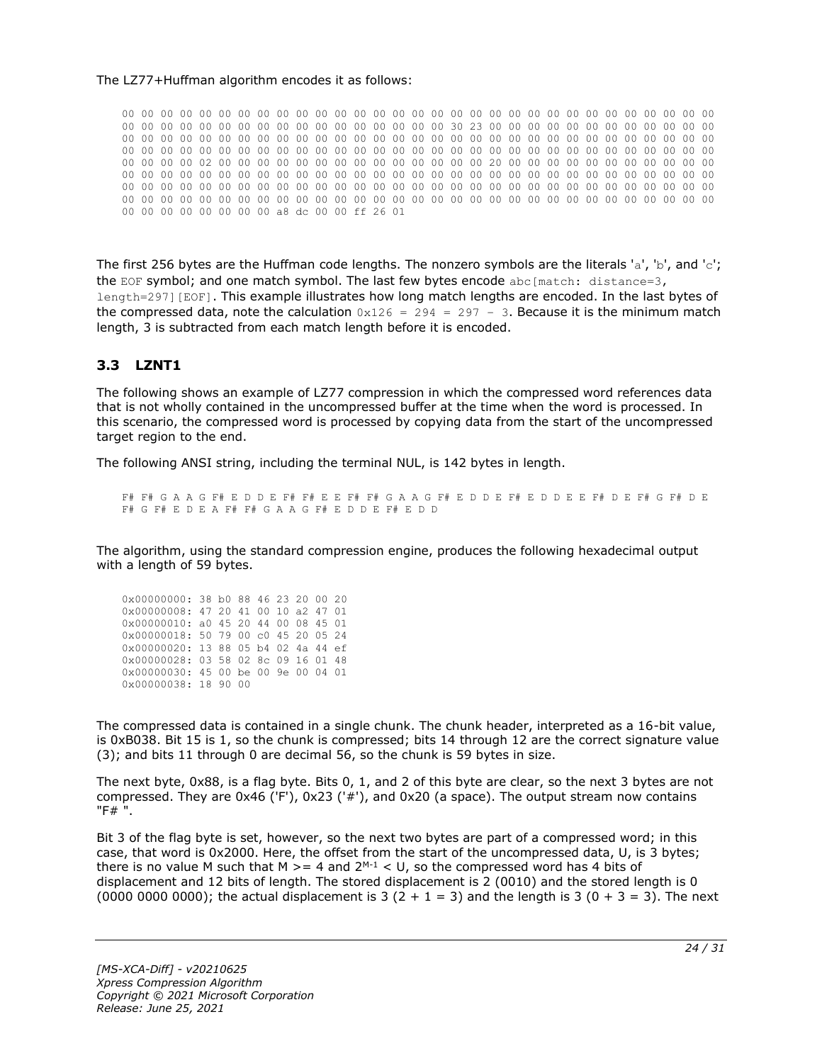The LZ77+Huffman algorithm encodes it as follows:

```
00 00 00 00 00 00 00 00 00 00 00 00 00 00 00 00 00 00 00 00 00 00 00 00 00 00 00 00 00 00 00 00
00 00 00 00 00 00 00 00 00 00 00 00 00 00 00 00 00 00 30 23 00 00 00 00 00 00 00 00 00 00 00 00
00 00 00 00 00 00 00 00 00 00 00 00 00 00 00 00 00 00 00 00 00 00 00 00 00 00 00 00 00 00 00 00
00 00 00 00 00 00 00 00 00 00 00 00 00 00 00 00 00 00 00 00 00 00 00 00 00 00 00 00 00 00 00 00
00 00 00 00 02 00 00 00 00 00 00 00 00 00 00 00 00 00 00 00 20 00 00 00 00 00 00 00 00 00 00 00
00 00 00 00 00 00 00 00 00 00 00 00 00 00 00 00 00 00 00 00 00 00 00 00 00 00 00 00 00 00 00 00
00 00 00 00 00 00 00 00 00 00 00 00 00 00 00 00 00 00 00 00 00 00 00 00 00 00 00 00 00 00 00 00
00 00 00 00 00 00 00 00 00 00 00 00 00 00 00 00 00 00 00 00 00 00 00 00 00 00 00 00 00 00 00 00
00 00 00 00 00 00 00 00 a8 dc 00 00 ff 26 01
```

The first 256 bytes are the Huffman code lengths. The nonzero symbols are the literals 'a', 'b', and 'c'; the EOF symbol; and one match symbol. The last few bytes encode abc[match: distance=3, length=297][EOF]. This example illustrates how long match lengths are encoded. In the last bytes of the compressed data, note the calculation 0x126 = 294 = 297 - 3. Because it is the minimum match length, 3 is subtracted from each match length before it is encoded.

## 3.3 LZNT1

The following shows an example of LZ77 compression in which the compressed word references data that is not wholly contained in the uncompressed buffer at the time when the word is processed. In this scenario, the compressed word is processed by copying data from the start of the uncompressed target region to the end.

The following ANSI string, including the terminal NUL, is 142 bytes in length.

```
F# F# G A A G F# E D D E F# F# E E F# F# G A A G F# E D D E F# E D D E E F# D E F# G F# D E
F# G F# E D E A F# F# G A A G F# E D D E F# E D D
```

The algorithm, using the standard compression engine, produces the following hexadecimal output with a length of 59 bytes.

```
0x00000000: 38 b0 88 46 23 20 00 20
0x00000008: 47 20 41 00 10 a2 47 01
0x00000010: a0 45 20 44 00 08 45 01
0x00000018: 50 79 00 c0 45 20 05 24
0x00000020: 13 88 05 b4 02 4a 44 ef
0x00000028: 03 58 02 8c 09 16 01 48
0x00000030: 45 00 be 00 9e 00 04 01
0x00000038: 18 90 00
```

The compressed data is contained in a single chunk. The chunk header, interpreted as a 16-bit value, is 0xB038. Bit 15 is 1, so the chunk is compressed; bits 14 through 12 are the correct signature value (3); and bits 11 through 0 are decimal 56, so the chunk is 59 bytes in size.

The next byte, 0x88, is a flag byte. Bits 0, 1, and 2 of this byte are clear, so the next 3 bytes are not compressed. They are 0x46 ('F'), 0x23 ('#'), and 0x20 (a space). The output stream now contains "F# ".

Bit 3 of the flag byte is set, however, so the next two bytes are part of a compressed word; in this case, that word is 0x2000. Here, the offset from the start of the uncompressed data, U, is 3 bytes; there is no value M such that $M >= 4$ and $2^{M-1} < U$, so the compressed word has 4 bits of displacement and 12 bits of length. The stored displacement is 2 (0010) and the stored length is 0 (0000 0000 0000); the actual displacement is 3 $(2 + 1 = 3)$ and the length is 3 $(0 + 3 = 3)$. The next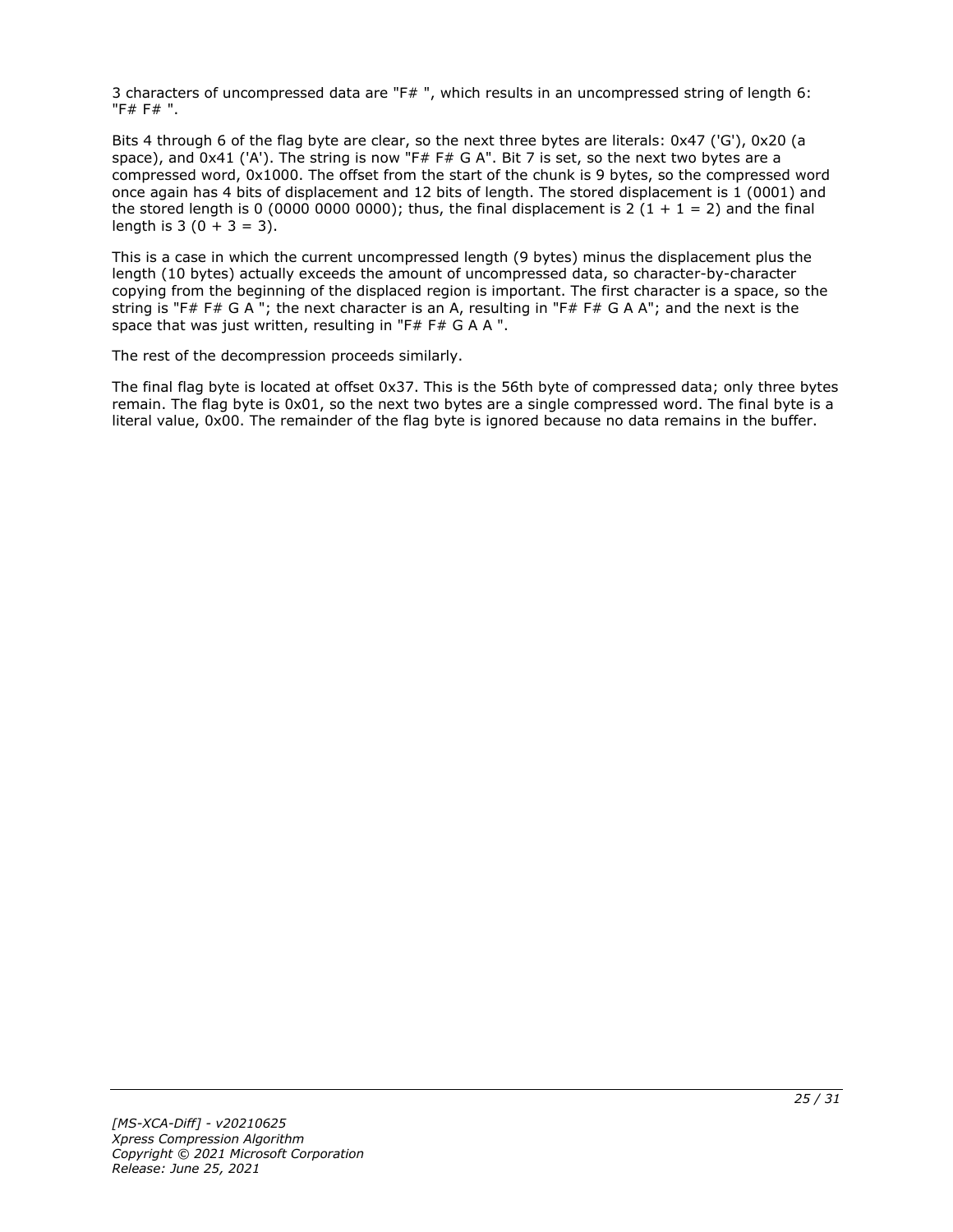3 characters of uncompressed data are "F# ", which results in an uncompressed string of length 6: "F# F# ".

Bits 4 through 6 of the flag byte are clear, so the next three bytes are literals: 0x47 ('G'), 0x20 (a space), and 0x41 ('A'). The string is now "F# F# G A". Bit 7 is set, so the next two bytes are a compressed word, 0x1000. The offset from the start of the chunk is 9 bytes, so the compressed word once again has 4 bits of displacement and 12 bits of length. The stored displacement is 1 (0001) and the stored length is 0 (0000 0000 0000); thus, the final displacement is 2 (1 + 1 = 2) and the final length is 3 (0 + 3 = 3).

This is a case in which the current uncompressed length (9 bytes) minus the displacement plus the length (10 bytes) actually exceeds the amount of uncompressed data, so character-by-character copying from the beginning of the displaced region is important. The first character is a space, so the string is "F# F# G A "; the next character is an A, resulting in "F# F# G A A"; and the next is the space that was just written, resulting in "F# F# G A A ".

The rest of the decompression proceeds similarly.

The final flag byte is located at offset 0x37. This is the 56th byte of compressed data; only three bytes remain. The flag byte is 0x01, so the next two bytes are a single compressed word. The final byte is a literal value, 0x00. The remainder of the flag byte is ignored because no data remains in the buffer.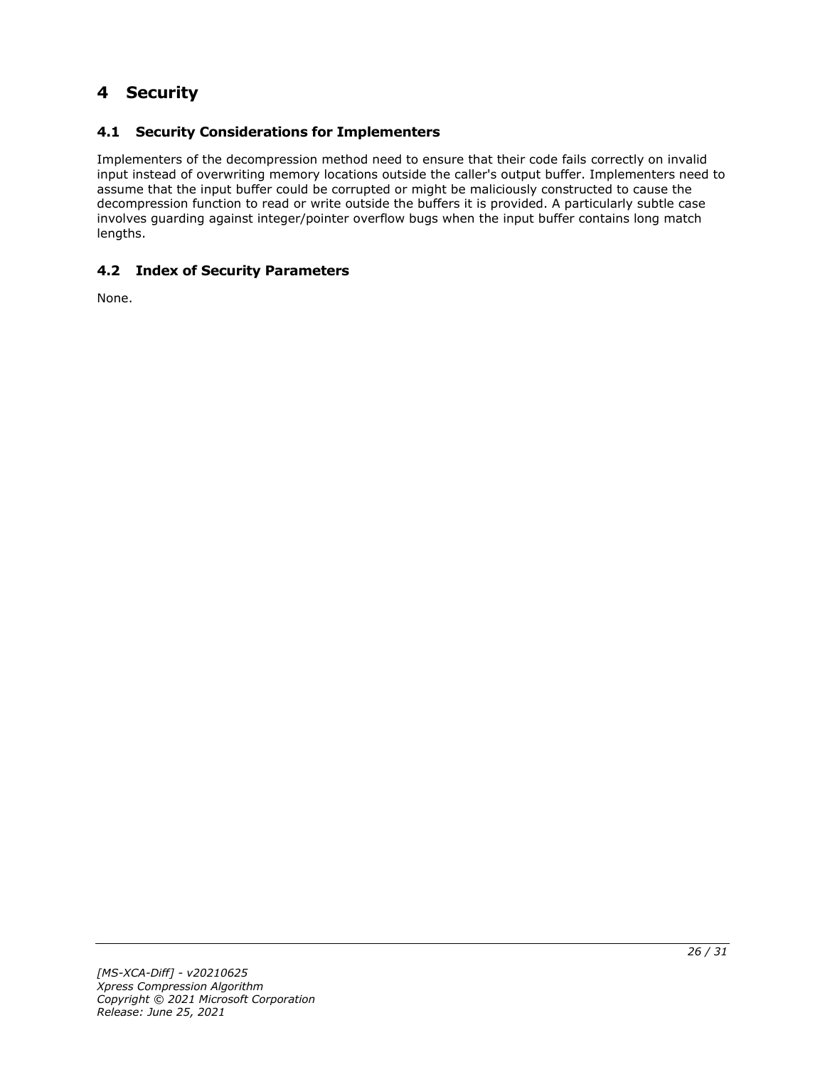# 4 Security

## 4.1 Security Considerations for Implementers

Implementers of the decompression method need to ensure that their code fails correctly on invalid input instead of overwriting memory locations outside the caller's output buffer. Implementers need to assume that the input buffer could be corrupted or might be maliciously constructed to cause the decompression function to read or write outside the buffers it is provided. A particularly subtle case involves guarding against integer/pointer overflow bugs when the input buffer contains long match lengths.

## 4.2 Index of Security Parameters

None.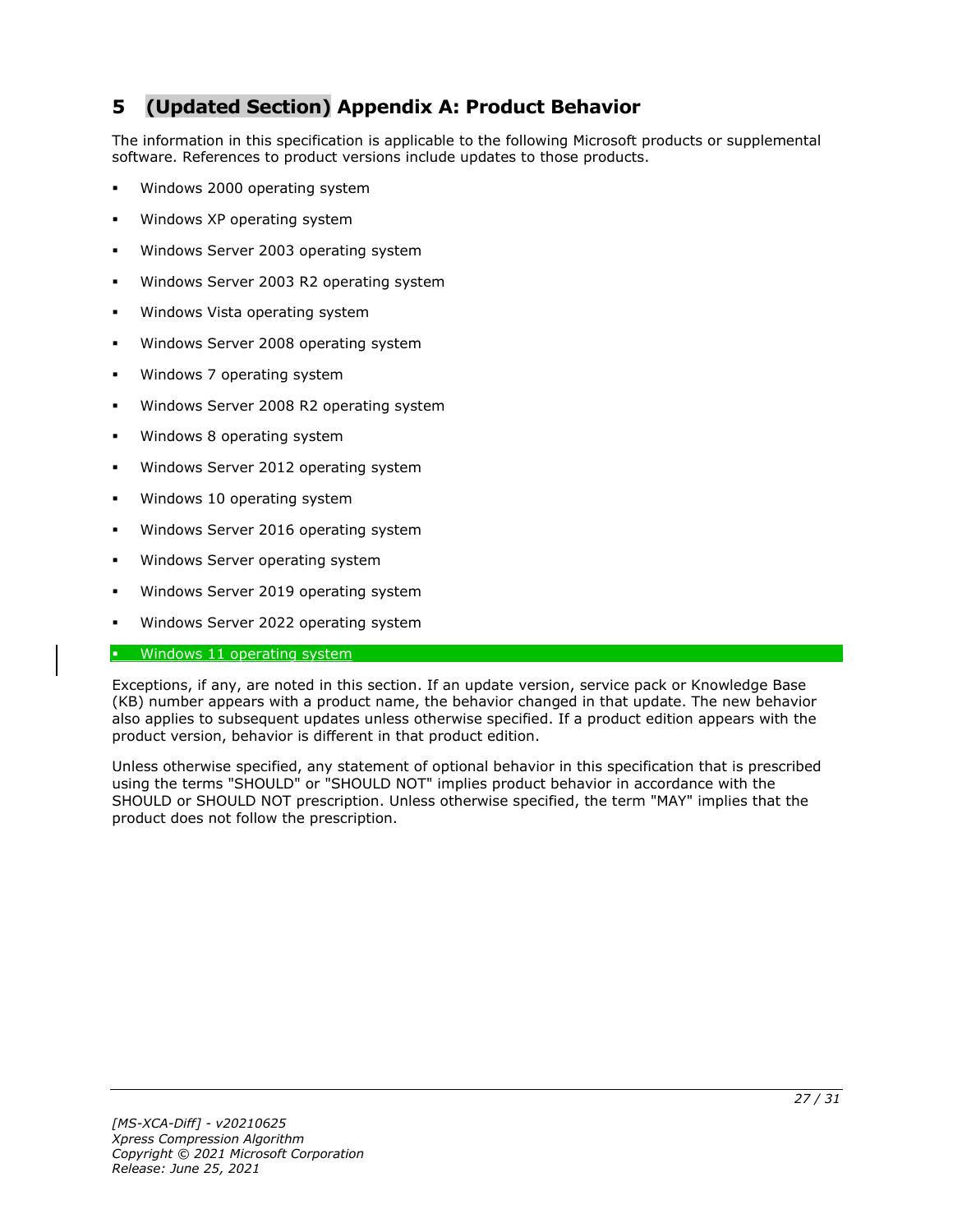# 5 (Updated Section) Appendix A: Product Behavior

The information in this specification is applicable to the following Microsoft products or supplemental software. References to product versions include updates to those products.

- Windows 2000 operating system
- Windows XP operating system
- Windows Server 2003 operating system
- Windows Server 2003 R2 operating system
- Windows Vista operating system
- Windows Server 2008 operating system
- Windows 7 operating system
- Windows Server 2008 R2 operating system
- Windows 8 operating system
- Windows Server 2012 operating system
- Windows 10 operating system
- Windows Server 2016 operating system
- Windows Server operating system
- Windows Server 2019 operating system
- Windows Server 2022 operating system
- Windows 11 operating system

Exceptions, if any, are noted in this section. If an update version, service pack or Knowledge Base (KB) number appears with a product name, the behavior changed in that update. The new behavior also applies to subsequent updates unless otherwise specified. If a product edition appears with the product version, behavior is different in that product edition.

Unless otherwise specified, any statement of optional behavior in this specification that is prescribed using the terms "SHOULD" or "SHOULD NOT" implies product behavior in accordance with the SHOULD or SHOULD NOT prescription. Unless otherwise specified, the term "MAY" implies that the product does not follow the prescription.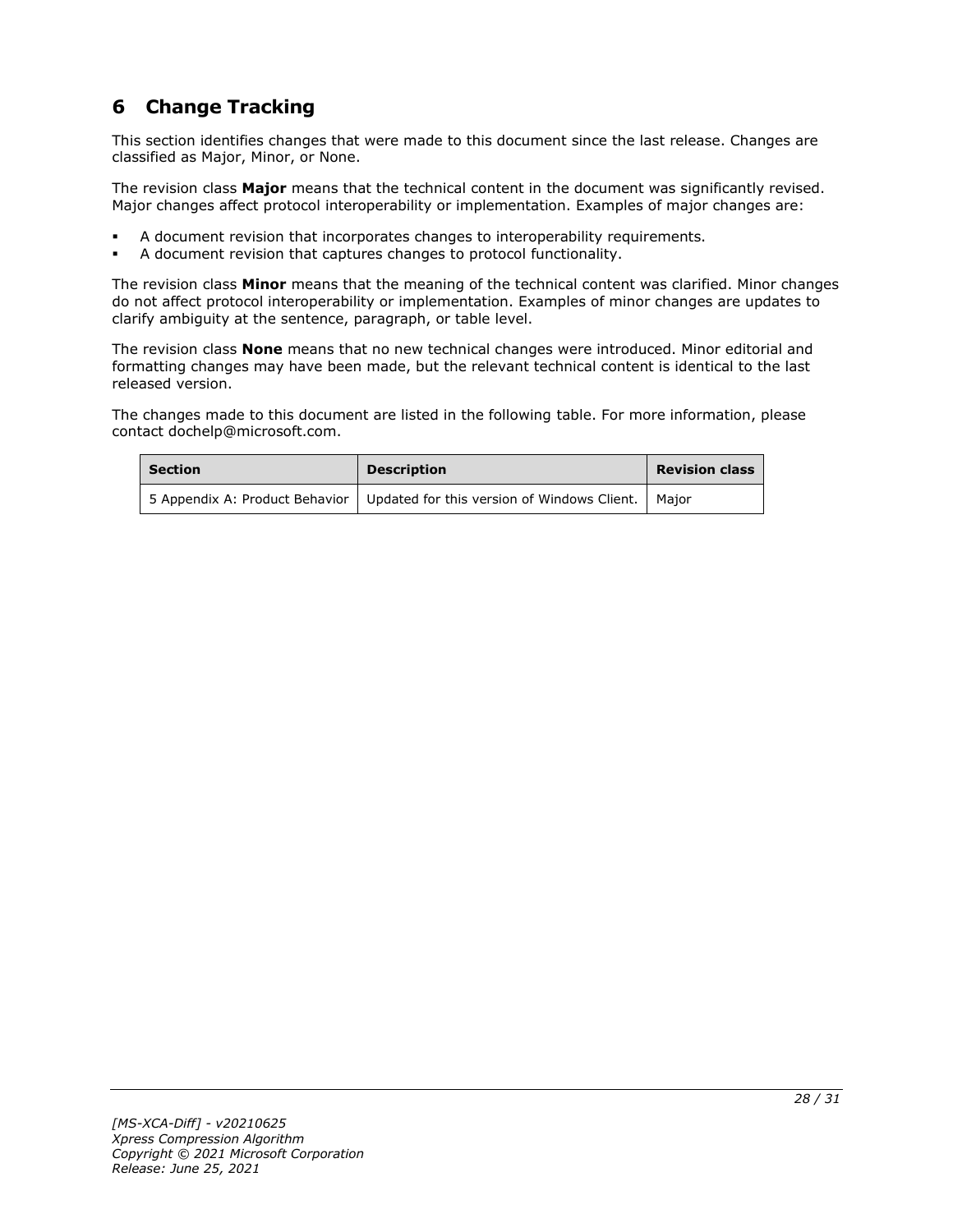# 6 Change Tracking

This section identifies changes that were made to this document since the last release. Changes are classified as Major, Minor, or None.

The revision class **Major** means that the technical content in the document was significantly revised. Major changes affect protocol interoperability or implementation. Examples of major changes are:

- A document revision that incorporates changes to interoperability requirements.
- A document revision that captures changes to protocol functionality.

The revision class **Minor** means that the meaning of the technical content was clarified. Minor changes do not affect protocol interoperability or implementation. Examples of minor changes are updates to clarify ambiguity at the sentence, paragraph, or table level.

The revision class **None** means that no new technical changes were introduced. Minor editorial and formatting changes may have been made, but the relevant technical content is identical to the last released version.

The changes made to this document are listed in the following table. For more information, please contact dochelp@microsoft.com.

| Section | Description | Revision class |
| --- | --- | --- |
| 5 Appendix A: Product Behavior | Updated for this version of Windows Client. | Major |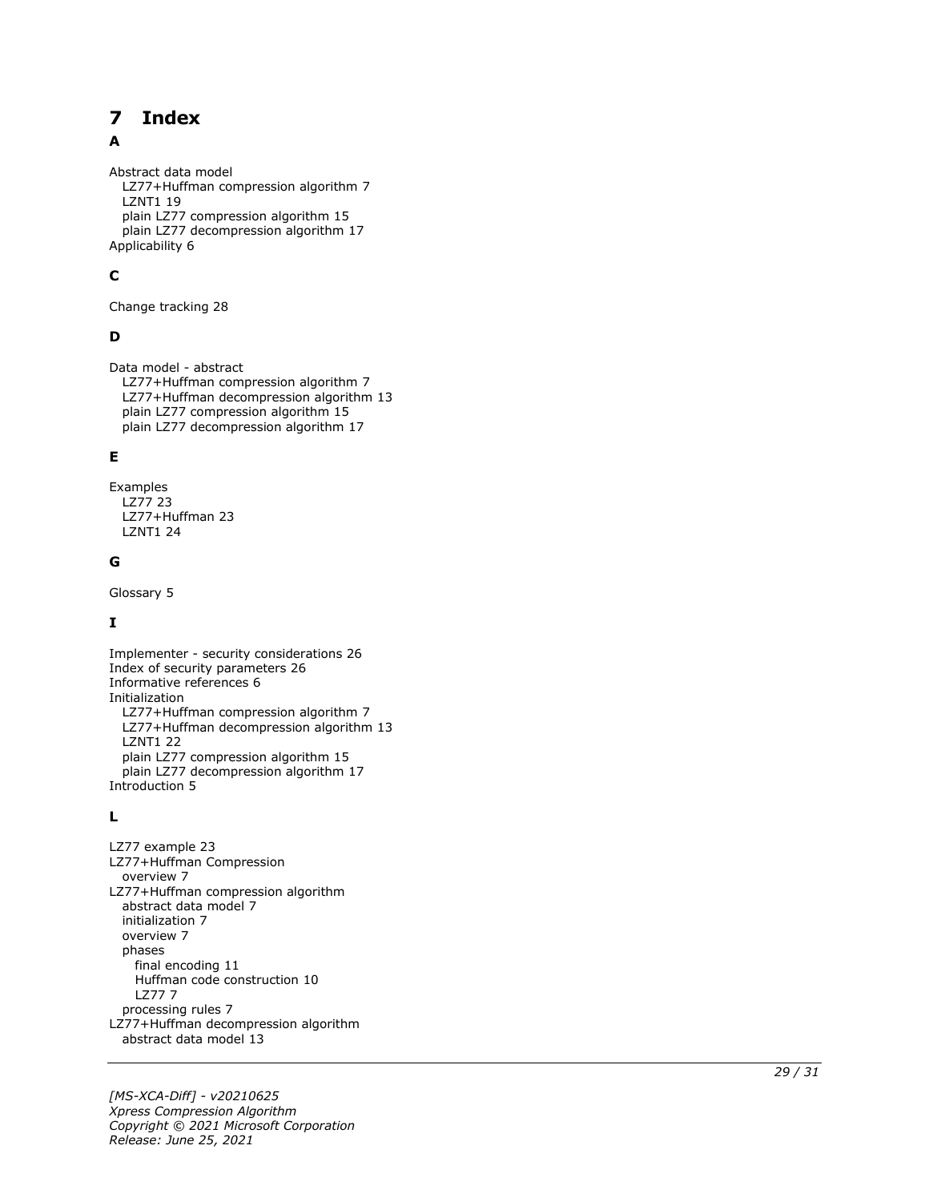# 7 Index

**A**

Abstract data model
  LZ77+Huffman compression algorithm 7
  LZNT1 19
  plain LZ77 compression algorithm 15
  plain LZ77 decompression algorithm 17
Applicability 6

**C**

Change tracking 28

**D**

Data model - abstract
  LZ77+Huffman compression algorithm 7
  LZ77+Huffman decompression algorithm 13
  plain LZ77 compression algorithm 15
  plain LZ77 decompression algorithm 17

**E**

Examples
  LZ77 23
  LZ77+Huffman 23
  LZNT1 24

**G**

Glossary 5

**I**

Implementer - security considerations 26
Index of security parameters 26
Informative references 6
Initialization
  LZ77+Huffman compression algorithm 7
  LZ77+Huffman decompression algorithm 13
  LZNT1 22
  plain LZ77 compression algorithm 15
  plain LZ77 decompression algorithm 17
Introduction 5

**L**

LZ77 example 23
LZ77+Huffman Compression
  overview 7
LZ77+Huffman compression algorithm
  abstract data model 7
  initialization 7
  overview 7
  phases
    final encoding 11
    Huffman code construction 10
    LZ77 7
  processing rules 7
LZ77+Huffman decompression algorithm
  abstract data model 13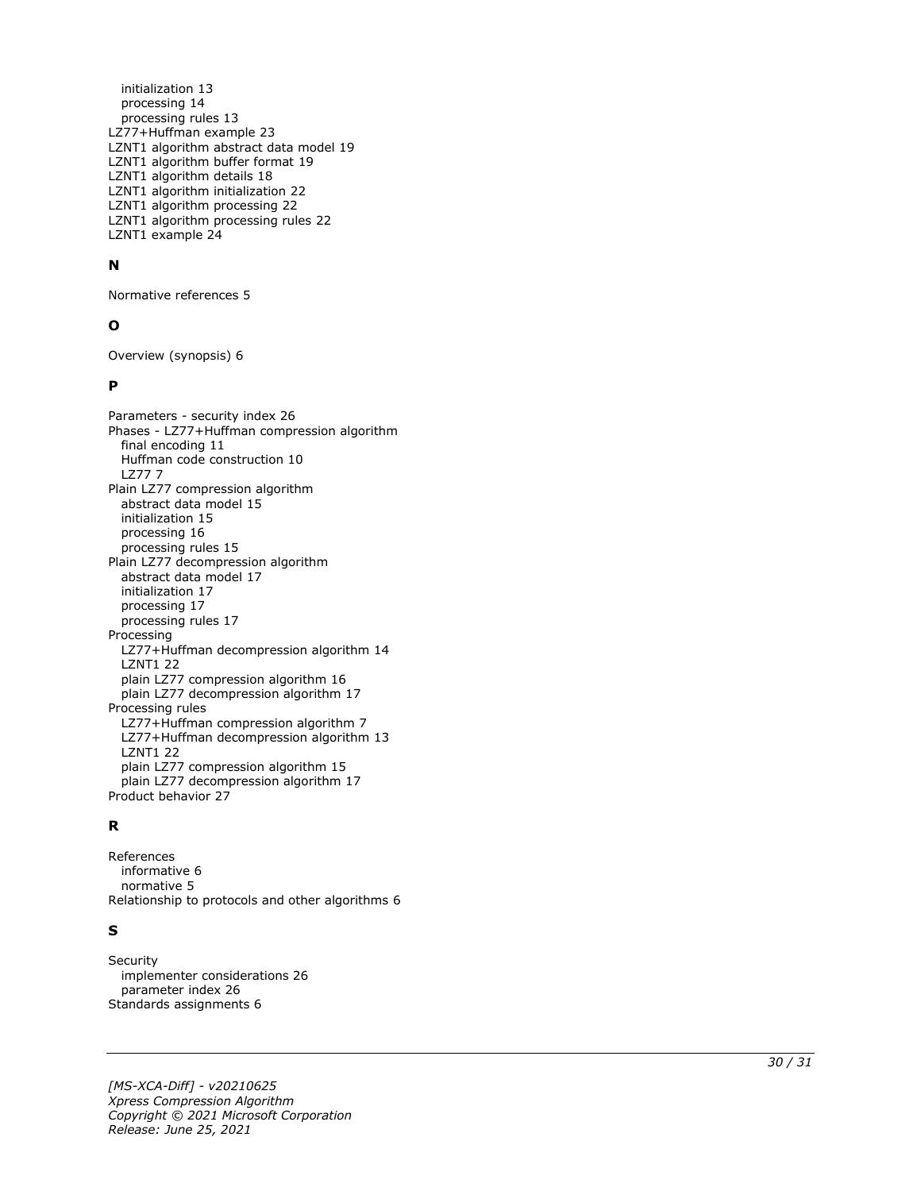initialization 13
  processing 14
  processing rules 13
LZ77+Huffman example 23
LZNT1 algorithm abstract data model 19
LZNT1 algorithm buffer format 19
LZNT1 algorithm details 18
LZNT1 algorithm initialization 22
LZNT1 algorithm processing 22
LZNT1 algorithm processing rules 22
LZNT1 example 24

**N**

Normative references 5

**O**

Overview (synopsis) 6

**P**

Parameters - security index 26
Phases - LZ77+Huffman compression algorithm
  final encoding 11
  Huffman code construction 10
  LZ77 7
Plain LZ77 compression algorithm
  abstract data model 15
  initialization 15
  processing 16
  processing rules 15
Plain LZ77 decompression algorithm
  abstract data model 17
  initialization 17
  processing 17
  processing rules 17
Processing
  LZ77+Huffman decompression algorithm 14
  LZNT1 22
  plain LZ77 compression algorithm 16
  plain LZ77 decompression algorithm 17
Processing rules
  LZ77+Huffman compression algorithm 7
  LZ77+Huffman decompression algorithm 13
  LZNT1 22
  plain LZ77 compression algorithm 15
  plain LZ77 decompression algorithm 17
Product behavior 27

**R**

References
  informative 6
  normative 5
Relationship to protocols and other algorithms 6

**S**

Security
  implementer considerations 26
  parameter index 26
Standards assignments 6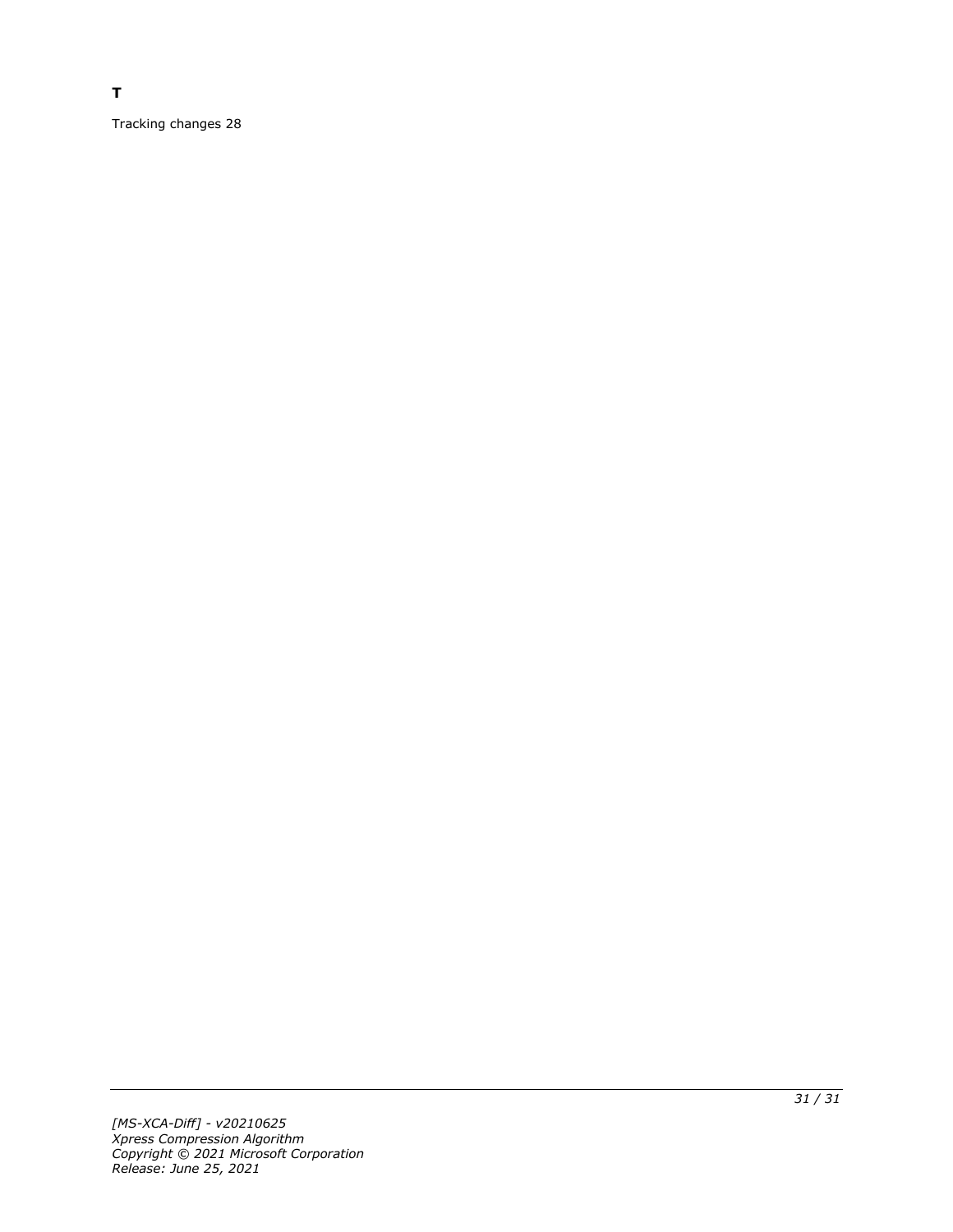**T**

Tracking changes 28